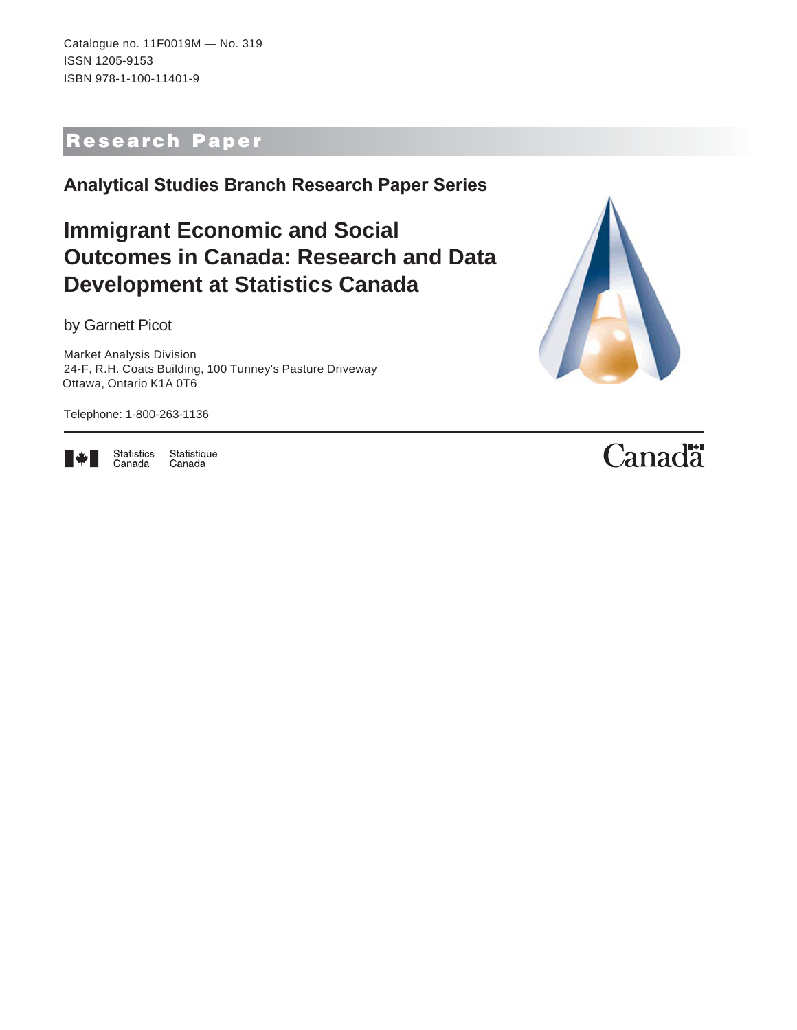Catalogue no. 11F0019M — No. 319
ISSN 1205-9153
ISBN 978-1-100-11401-9

**Research Paper**

## Analytical Studies Branch Research Paper Series

# Immigrant Economic and Social Outcomes in Canada: Research and Data Development at Statistics Canada

by Garnett Picot

Market Analysis Division
24-F, R.H. Coats Building, 100 Tunney's Pasture Driveway
Ottawa, Ontario K1A 0T6

Telephone: 1-800-263-1136

Statistics Canada Statistique Canada

Canada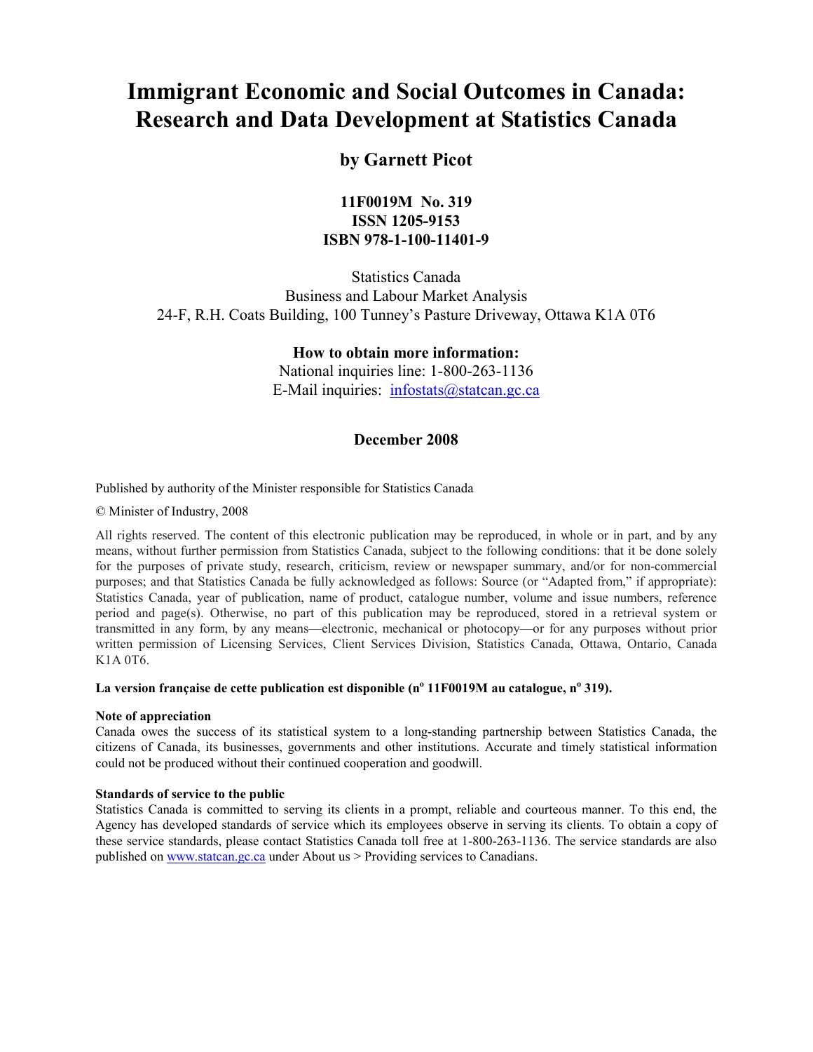# Immigrant Economic and Social Outcomes in Canada: Research and Data Development at Statistics Canada

## by Garnett Picot

**11F0019M No. 319**
**ISSN 1205-9153**
**ISBN 978-1-100-11401-9**

Statistics Canada
Business and Labour Market Analysis
24-F, R.H. Coats Building, 100 Tunney's Pasture Driveway, Ottawa K1A 0T6

**How to obtain more information:**
National inquiries line: 1-800-263-1136
E-Mail inquiries: infostats@statcan.gc.ca

**December 2008**

Published by authority of the Minister responsible for Statistics Canada

© Minister of Industry, 2008

All rights reserved. The content of this electronic publication may be reproduced, in whole or in part, and by any means, without further permission from Statistics Canada, subject to the following conditions: that it be done solely for the purposes of private study, research, criticism, review or newspaper summary, and/or for non-commercial purposes; and that Statistics Canada be fully acknowledged as follows: Source (or "Adapted from," if appropriate): Statistics Canada, year of publication, name of product, catalogue number, volume and issue numbers, reference period and page(s). Otherwise, no part of this publication may be reproduced, stored in a retrieval system or transmitted in any form, by any means—electronic, mechanical or photocopy—or for any purposes without prior written permission of Licensing Services, Client Services Division, Statistics Canada, Ottawa, Ontario, Canada K1A 0T6.

**La version française de cette publication est disponible (nº 11F0019M au catalogue, nº 319).**

**Note of appreciation**
Canada owes the success of its statistical system to a long-standing partnership between Statistics Canada, the citizens of Canada, its businesses, governments and other institutions. Accurate and timely statistical information could not be produced without their continued cooperation and goodwill.

**Standards of service to the public**
Statistics Canada is committed to serving its clients in a prompt, reliable and courteous manner. To this end, the Agency has developed standards of service which its employees observe in serving its clients. To obtain a copy of these service standards, please contact Statistics Canada toll free at 1-800-263-1136. The service standards are also published on www.statcan.gc.ca under About us > Providing services to Canadians.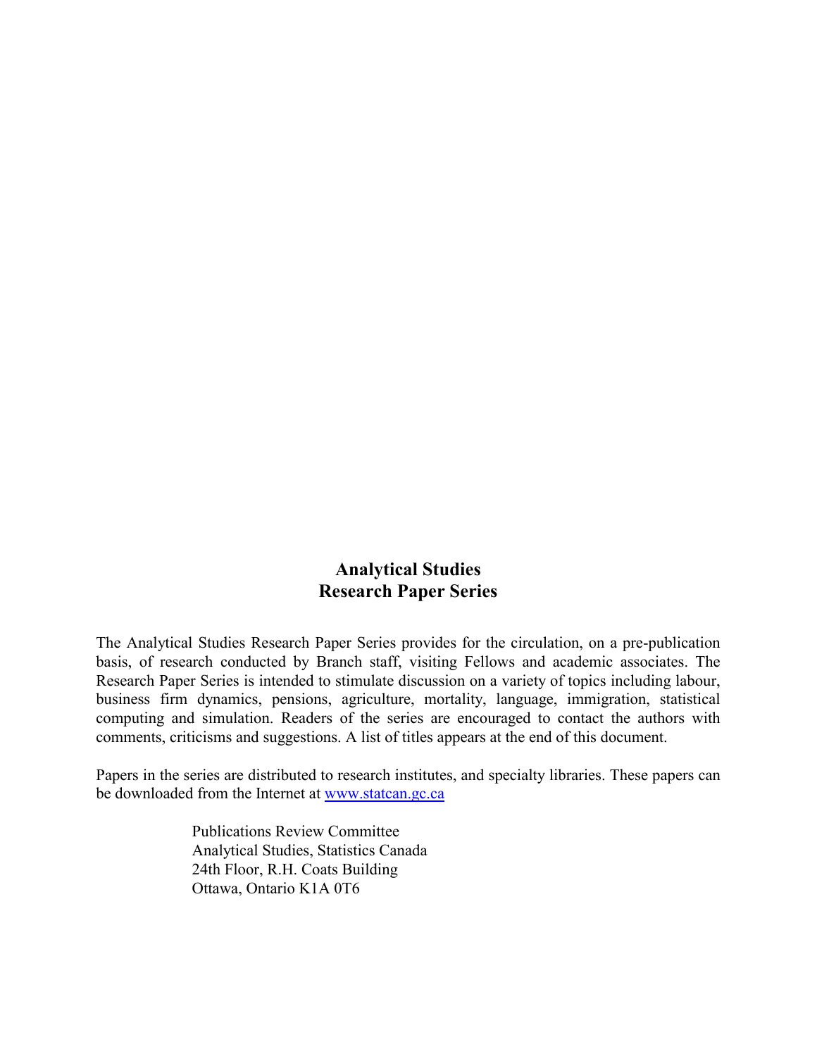## Analytical Studies
## Research Paper Series

The Analytical Studies Research Paper Series provides for the circulation, on a pre-publication basis, of research conducted by Branch staff, visiting Fellows and academic associates. The Research Paper Series is intended to stimulate discussion on a variety of topics including labour, business firm dynamics, pensions, agriculture, mortality, language, immigration, statistical computing and simulation. Readers of the series are encouraged to contact the authors with comments, criticisms and suggestions. A list of titles appears at the end of this document.

Papers in the series are distributed to research institutes, and specialty libraries. These papers can be downloaded from the Internet at [www.statcan.gc.ca](www.statcan.gc.ca)

Publications Review Committee
Analytical Studies, Statistics Canada
24th Floor, R.H. Coats Building
Ottawa, Ontario K1A 0T6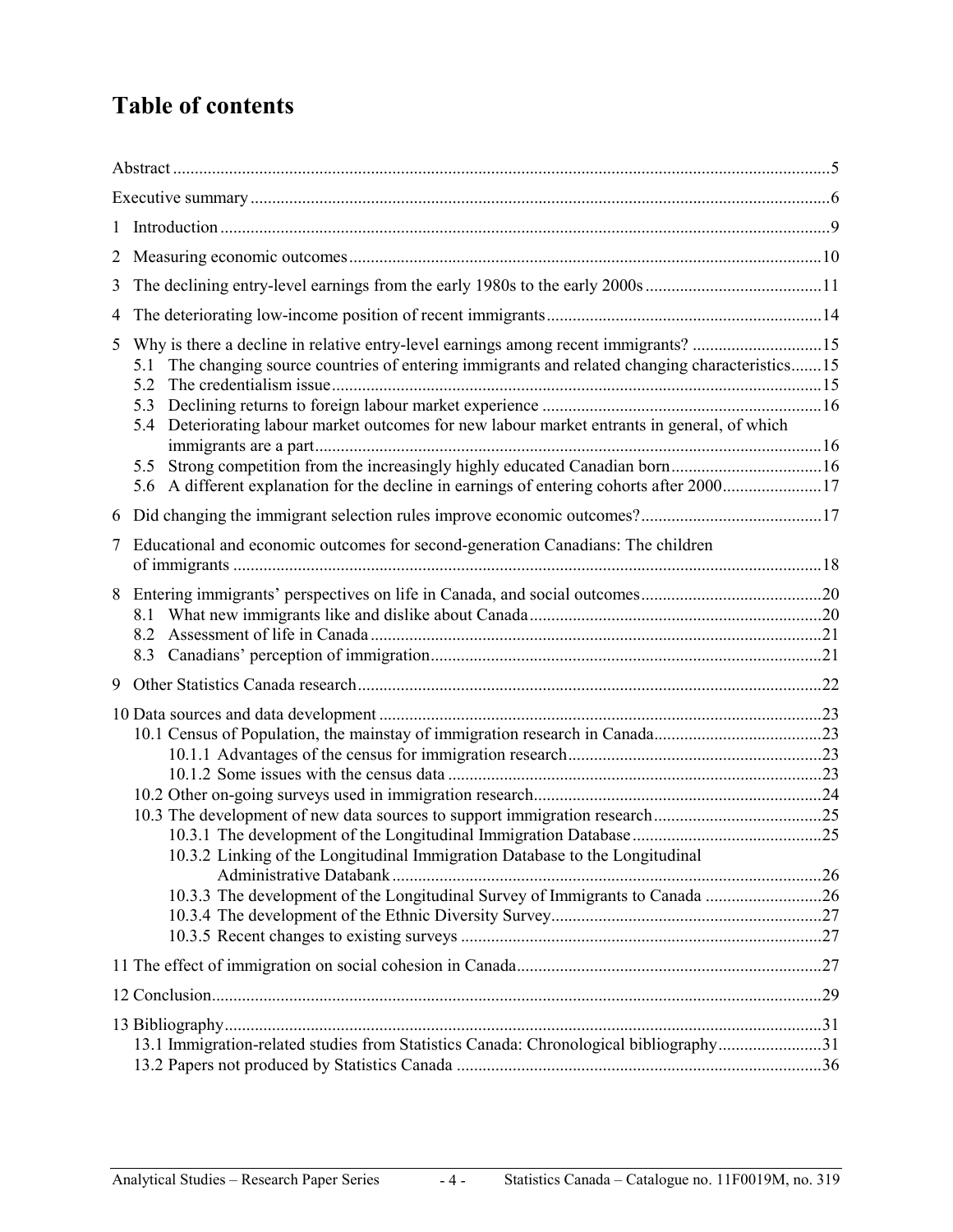# Table of contents

Abstract ..... 5

Executive summary ..... 6

1 Introduction ..... 9

2 Measuring economic outcomes ..... 10

3 The declining entry-level earnings from the early 1980s to the early 2000s ..... 11

4 The deteriorating low-income position of recent immigrants ..... 14

5 Why is there a decline in relative entry-level earnings among recent immigrants? ..... 15
- 5.1 The changing source countries of entering immigrants and related changing characteristics ..... 15
- 5.2 The credentialism issue ..... 15
- 5.3 Declining returns to foreign labour market experience ..... 16
- 5.4 Deteriorating labour market outcomes for new labour market entrants in general, of which immigrants are a part ..... 16
- 5.5 Strong competition from the increasingly highly educated Canadian born ..... 16
- 5.6 A different explanation for the decline in earnings of entering cohorts after 2000 ..... 17

6 Did changing the immigrant selection rules improve economic outcomes? ..... 17

7 Educational and economic outcomes for second-generation Canadians: The children of immigrants ..... 18

8 Entering immigrants' perspectives on life in Canada, and social outcomes ..... 20
- 8.1 What new immigrants like and dislike about Canada ..... 20
- 8.2 Assessment of life in Canada ..... 21
- 8.3 Canadians' perception of immigration ..... 21

9 Other Statistics Canada research ..... 22

10 Data sources and data development ..... 23
- 10.1 Census of Population, the mainstay of immigration research in Canada ..... 23
  - 10.1.1 Advantages of the census for immigration research ..... 23
  - 10.1.2 Some issues with the census data ..... 23
- 10.2 Other on-going surveys used in immigration research ..... 24
- 10.3 The development of new data sources to support immigration research ..... 25
  - 10.3.1 The development of the Longitudinal Immigration Database ..... 25
  - 10.3.2 Linking of the Longitudinal Immigration Database to the Longitudinal Administrative Databank ..... 26
  - 10.3.3 The development of the Longitudinal Survey of Immigrants to Canada ..... 26
  - 10.3.4 The development of the Ethnic Diversity Survey ..... 27
  - 10.3.5 Recent changes to existing surveys ..... 27

11 The effect of immigration on social cohesion in Canada ..... 27

12 Conclusion ..... 29

13 Bibliography ..... 31
- 13.1 Immigration-related studies from Statistics Canada: Chronological bibliography ..... 31
- 13.2 Papers not produced by Statistics Canada ..... 36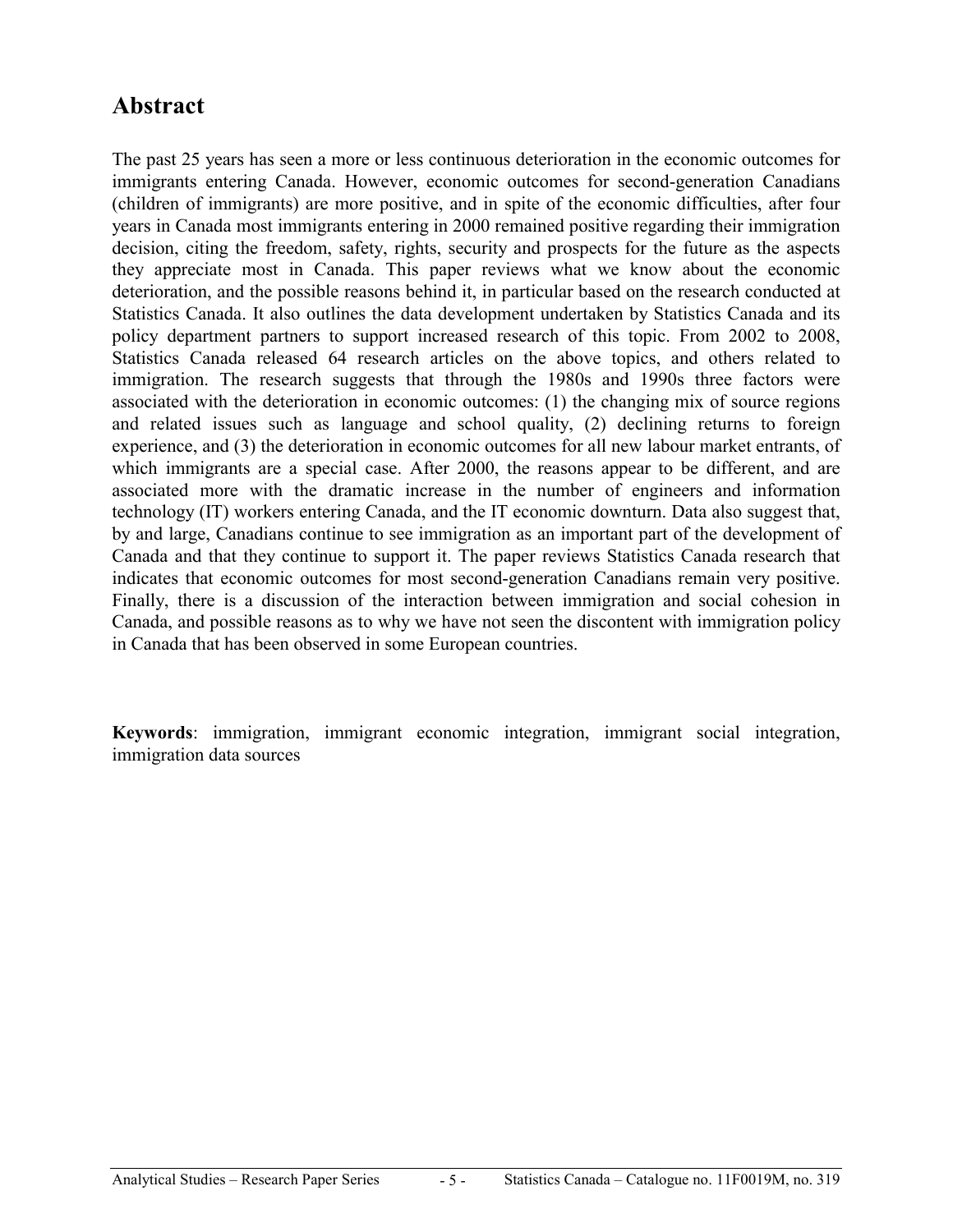# Abstract

The past 25 years has seen a more or less continuous deterioration in the economic outcomes for immigrants entering Canada. However, economic outcomes for second-generation Canadians (children of immigrants) are more positive, and in spite of the economic difficulties, after four years in Canada most immigrants entering in 2000 remained positive regarding their immigration decision, citing the freedom, safety, rights, security and prospects for the future as the aspects they appreciate most in Canada. This paper reviews what we know about the economic deterioration, and the possible reasons behind it, in particular based on the research conducted at Statistics Canada. It also outlines the data development undertaken by Statistics Canada and its policy department partners to support increased research of this topic. From 2002 to 2008, Statistics Canada released 64 research articles on the above topics, and others related to immigration. The research suggests that through the 1980s and 1990s three factors were associated with the deterioration in economic outcomes: (1) the changing mix of source regions and related issues such as language and school quality, (2) declining returns to foreign experience, and (3) the deterioration in economic outcomes for all new labour market entrants, of which immigrants are a special case. After 2000, the reasons appear to be different, and are associated more with the dramatic increase in the number of engineers and information technology (IT) workers entering Canada, and the IT economic downturn. Data also suggest that, by and large, Canadians continue to see immigration as an important part of the development of Canada and that they continue to support it. The paper reviews Statistics Canada research that indicates that economic outcomes for most second-generation Canadians remain very positive. Finally, there is a discussion of the interaction between immigration and social cohesion in Canada, and possible reasons as to why we have not seen the discontent with immigration policy in Canada that has been observed in some European countries.

**Keywords**: immigration, immigrant economic integration, immigrant social integration, immigration data sources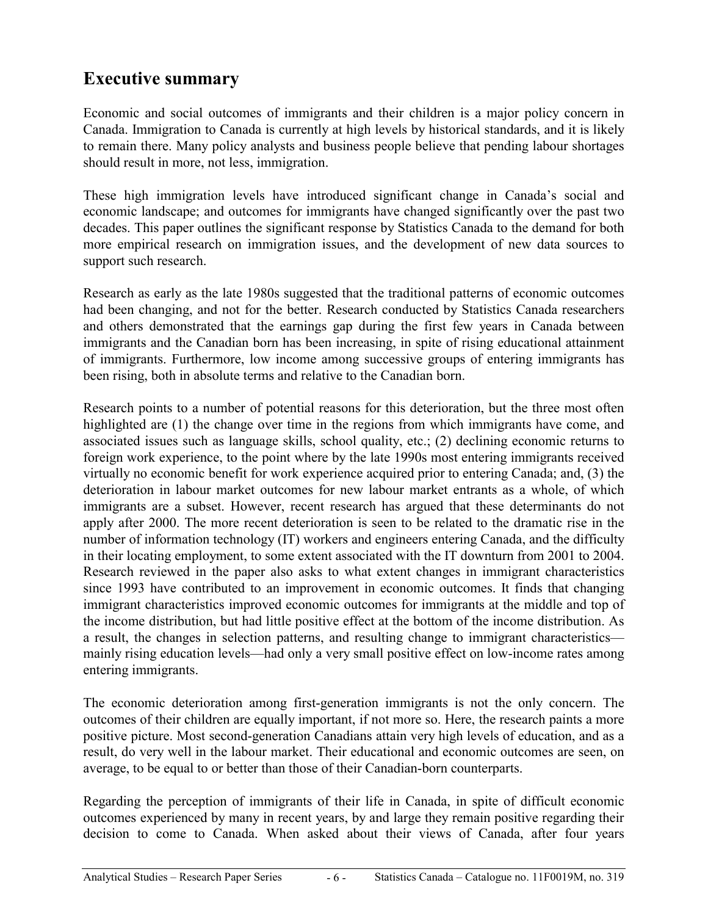## Executive summary

Economic and social outcomes of immigrants and their children is a major policy concern in Canada. Immigration to Canada is currently at high levels by historical standards, and it is likely to remain there. Many policy analysts and business people believe that pending labour shortages should result in more, not less, immigration.

These high immigration levels have introduced significant change in Canada's social and economic landscape; and outcomes for immigrants have changed significantly over the past two decades. This paper outlines the significant response by Statistics Canada to the demand for both more empirical research on immigration issues, and the development of new data sources to support such research.

Research as early as the late 1980s suggested that the traditional patterns of economic outcomes had been changing, and not for the better. Research conducted by Statistics Canada researchers and others demonstrated that the earnings gap during the first few years in Canada between immigrants and the Canadian born has been increasing, in spite of rising educational attainment of immigrants. Furthermore, low income among successive groups of entering immigrants has been rising, both in absolute terms and relative to the Canadian born.

Research points to a number of potential reasons for this deterioration, but the three most often highlighted are (1) the change over time in the regions from which immigrants have come, and associated issues such as language skills, school quality, etc.; (2) declining economic returns to foreign work experience, to the point where by the late 1990s most entering immigrants received virtually no economic benefit for work experience acquired prior to entering Canada; and, (3) the deterioration in labour market outcomes for new labour market entrants as a whole, of which immigrants are a subset. However, recent research has argued that these determinants do not apply after 2000. The more recent deterioration is seen to be related to the dramatic rise in the number of information technology (IT) workers and engineers entering Canada, and the difficulty in their locating employment, to some extent associated with the IT downturn from 2001 to 2004. Research reviewed in the paper also asks to what extent changes in immigrant characteristics since 1993 have contributed to an improvement in economic outcomes. It finds that changing immigrant characteristics improved economic outcomes for immigrants at the middle and top of the income distribution, but had little positive effect at the bottom of the income distribution. As a result, the changes in selection patterns, and resulting change to immigrant characteristics—mainly rising education levels—had only a very small positive effect on low-income rates among entering immigrants.

The economic deterioration among first-generation immigrants is not the only concern. The outcomes of their children are equally important, if not more so. Here, the research paints a more positive picture. Most second-generation Canadians attain very high levels of education, and as a result, do very well in the labour market. Their educational and economic outcomes are seen, on average, to be equal to or better than those of their Canadian-born counterparts.

Regarding the perception of immigrants of their life in Canada, in spite of difficult economic outcomes experienced by many in recent years, by and large they remain positive regarding their decision to come to Canada. When asked about their views of Canada, after four years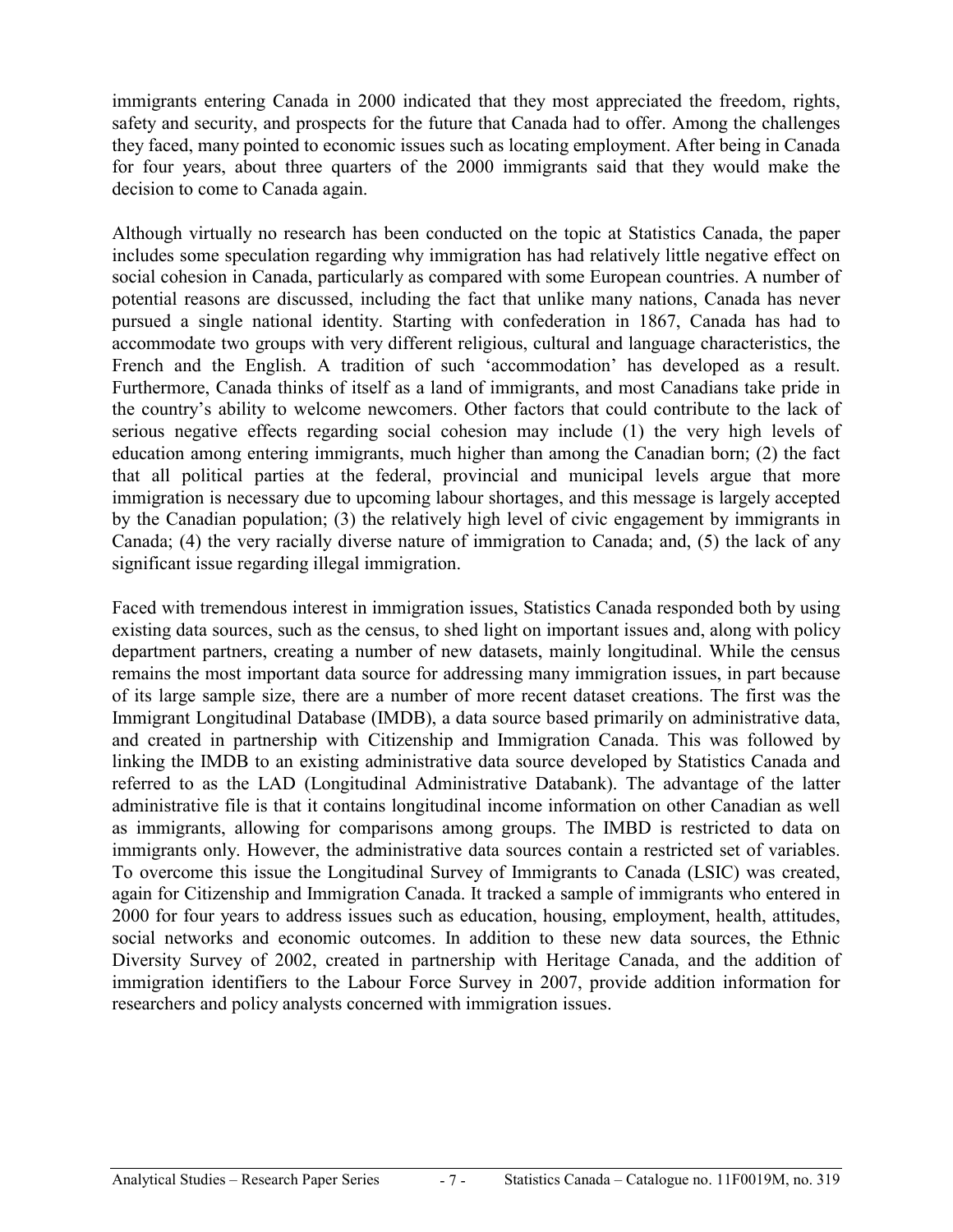immigrants entering Canada in 2000 indicated that they most appreciated the freedom, rights, safety and security, and prospects for the future that Canada had to offer. Among the challenges they faced, many pointed to economic issues such as locating employment. After being in Canada for four years, about three quarters of the 2000 immigrants said that they would make the decision to come to Canada again.

Although virtually no research has been conducted on the topic at Statistics Canada, the paper includes some speculation regarding why immigration has had relatively little negative effect on social cohesion in Canada, particularly as compared with some European countries. A number of potential reasons are discussed, including the fact that unlike many nations, Canada has never pursued a single national identity. Starting with confederation in 1867, Canada has had to accommodate two groups with very different religious, cultural and language characteristics, the French and the English. A tradition of such 'accommodation' has developed as a result. Furthermore, Canada thinks of itself as a land of immigrants, and most Canadians take pride in the country's ability to welcome newcomers. Other factors that could contribute to the lack of serious negative effects regarding social cohesion may include (1) the very high levels of education among entering immigrants, much higher than among the Canadian born; (2) the fact that all political parties at the federal, provincial and municipal levels argue that more immigration is necessary due to upcoming labour shortages, and this message is largely accepted by the Canadian population; (3) the relatively high level of civic engagement by immigrants in Canada; (4) the very racially diverse nature of immigration to Canada; and, (5) the lack of any significant issue regarding illegal immigration.

Faced with tremendous interest in immigration issues, Statistics Canada responded both by using existing data sources, such as the census, to shed light on important issues and, along with policy department partners, creating a number of new datasets, mainly longitudinal. While the census remains the most important data source for addressing many immigration issues, in part because of its large sample size, there are a number of more recent dataset creations. The first was the Immigrant Longitudinal Database (IMDB), a data source based primarily on administrative data, and created in partnership with Citizenship and Immigration Canada. This was followed by linking the IMDB to an existing administrative data source developed by Statistics Canada and referred to as the LAD (Longitudinal Administrative Databank). The advantage of the latter administrative file is that it contains longitudinal income information on other Canadian as well as immigrants, allowing for comparisons among groups. The IMBD is restricted to data on immigrants only. However, the administrative data sources contain a restricted set of variables. To overcome this issue the Longitudinal Survey of Immigrants to Canada (LSIC) was created, again for Citizenship and Immigration Canada. It tracked a sample of immigrants who entered in 2000 for four years to address issues such as education, housing, employment, health, attitudes, social networks and economic outcomes. In addition to these new data sources, the Ethnic Diversity Survey of 2002, created in partnership with Heritage Canada, and the addition of immigration identifiers to the Labour Force Survey in 2007, provide addition information for researchers and policy analysts concerned with immigration issues.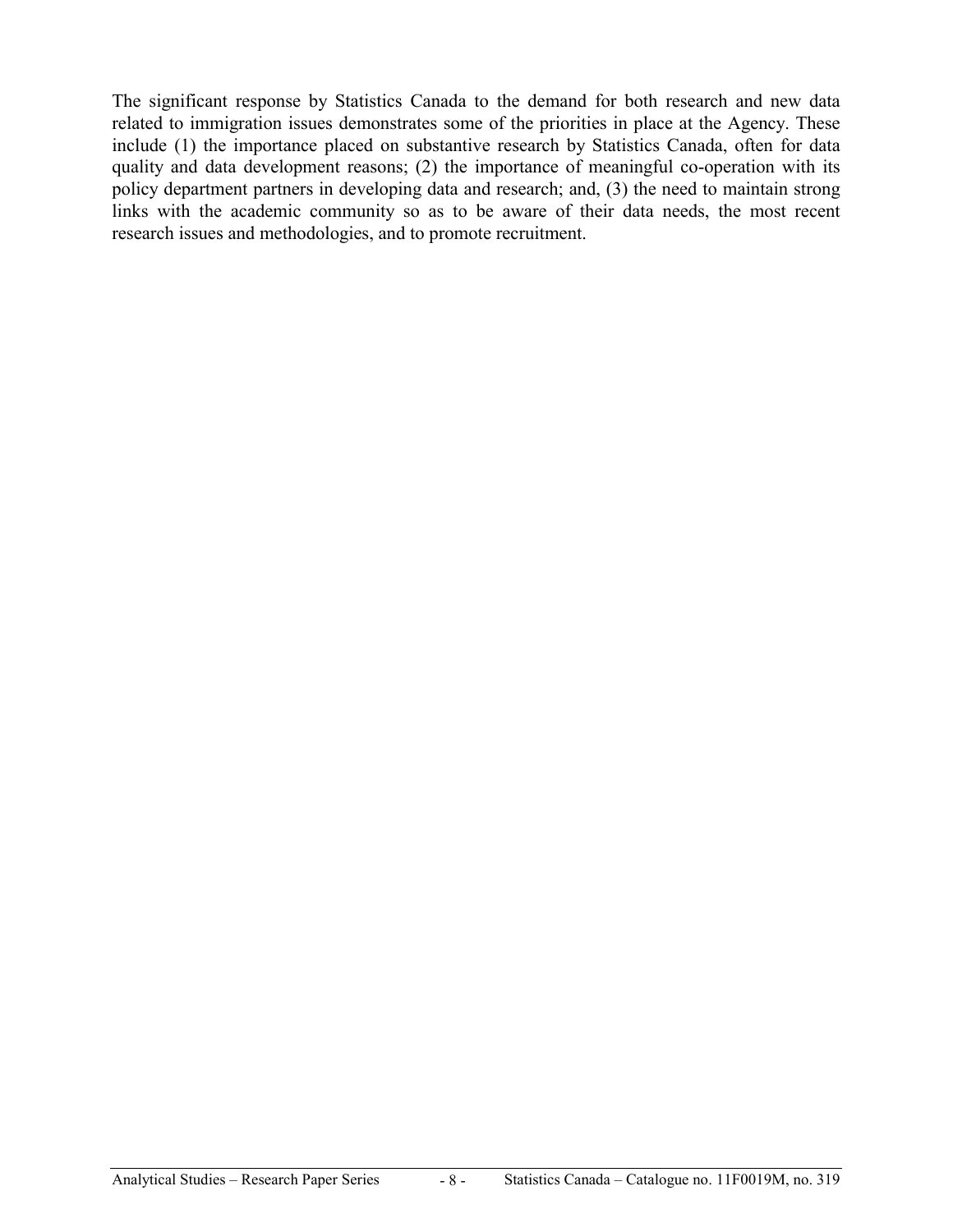The significant response by Statistics Canada to the demand for both research and new data related to immigration issues demonstrates some of the priorities in place at the Agency. These include (1) the importance placed on substantive research by Statistics Canada, often for data quality and data development reasons; (2) the importance of meaningful co-operation with its policy department partners in developing data and research; and, (3) the need to maintain strong links with the academic community so as to be aware of their data needs, the most recent research issues and methodologies, and to promote recruitment.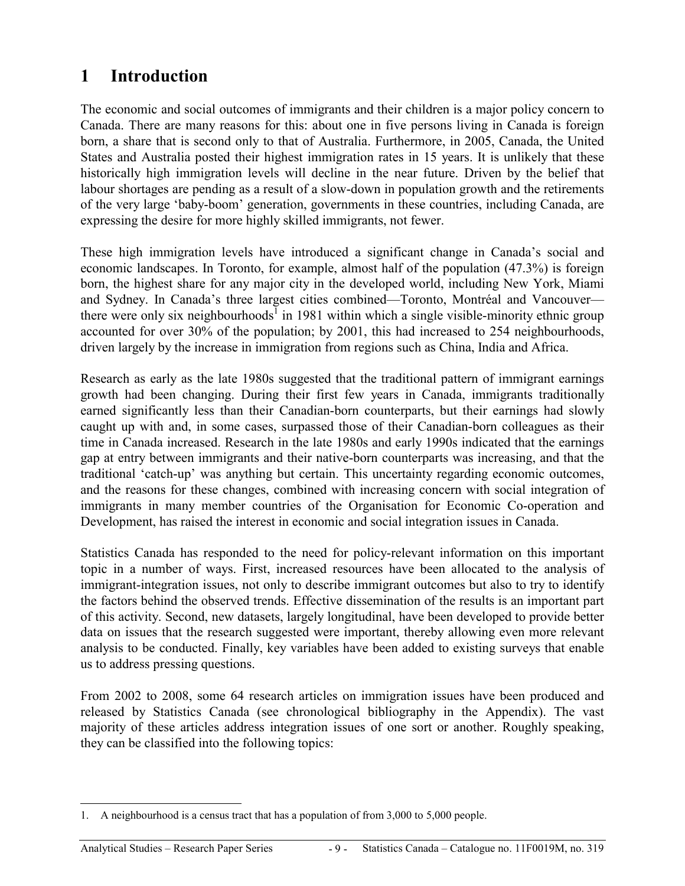# 1 Introduction

The economic and social outcomes of immigrants and their children is a major policy concern to Canada. There are many reasons for this: about one in five persons living in Canada is foreign born, a share that is second only to that of Australia. Furthermore, in 2005, Canada, the United States and Australia posted their highest immigration rates in 15 years. It is unlikely that these historically high immigration levels will decline in the near future. Driven by the belief that labour shortages are pending as a result of a slow-down in population growth and the retirements of the very large 'baby-boom' generation, governments in these countries, including Canada, are expressing the desire for more highly skilled immigrants, not fewer.

These high immigration levels have introduced a significant change in Canada's social and economic landscapes. In Toronto, for example, almost half of the population (47.3%) is foreign born, the highest share for any major city in the developed world, including New York, Miami and Sydney. In Canada's three largest cities combined—Toronto, Montréal and Vancouver—there were only six neighbourhoods[1] in 1981 within which a single visible-minority ethnic group accounted for over 30% of the population; by 2001, this had increased to 254 neighbourhoods, driven largely by the increase in immigration from regions such as China, India and Africa.

Research as early as the late 1980s suggested that the traditional pattern of immigrant earnings growth had been changing. During their first few years in Canada, immigrants traditionally earned significantly less than their Canadian-born counterparts, but their earnings had slowly caught up with and, in some cases, surpassed those of their Canadian-born colleagues as their time in Canada increased. Research in the late 1980s and early 1990s indicated that the earnings gap at entry between immigrants and their native-born counterparts was increasing, and that the traditional 'catch-up' was anything but certain. This uncertainty regarding economic outcomes, and the reasons for these changes, combined with increasing concern with social integration of immigrants in many member countries of the Organisation for Economic Co-operation and Development, has raised the interest in economic and social integration issues in Canada.

Statistics Canada has responded to the need for policy-relevant information on this important topic in a number of ways. First, increased resources have been allocated to the analysis of immigrant-integration issues, not only to describe immigrant outcomes but also to try to identify the factors behind the observed trends. Effective dissemination of the results is an important part of this activity. Second, new datasets, largely longitudinal, have been developed to provide better data on issues that the research suggested were important, thereby allowing even more relevant analysis to be conducted. Finally, key variables have been added to existing surveys that enable us to address pressing questions.

From 2002 to 2008, some 64 research articles on immigration issues have been produced and released by Statistics Canada (see chronological bibliography in the Appendix). The vast majority of these articles address integration issues of one sort or another. Roughly speaking, they can be classified into the following topics:

1. A neighbourhood is a census tract that has a population of from 3,000 to 5,000 people.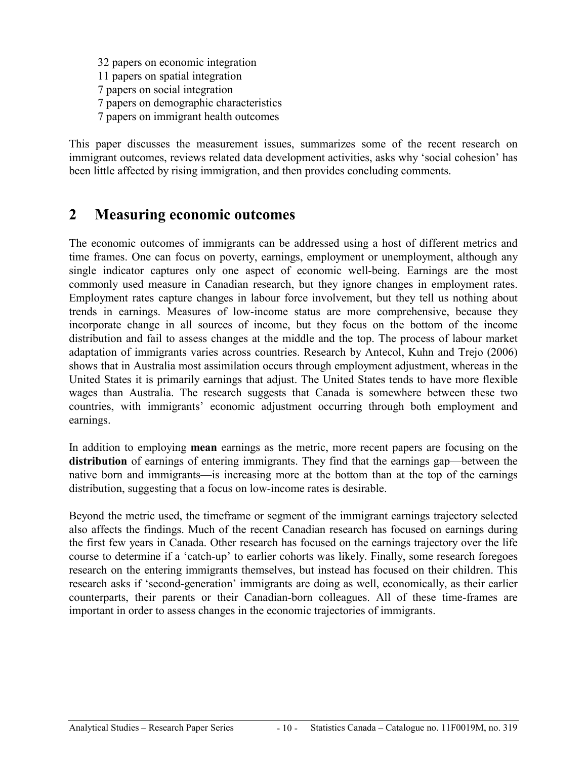32 papers on economic integration
11 papers on spatial integration
7 papers on social integration
7 papers on demographic characteristics
7 papers on immigrant health outcomes

This paper discusses the measurement issues, summarizes some of the recent research on immigrant outcomes, reviews related data development activities, asks why 'social cohesion' has been little affected by rising immigration, and then provides concluding comments.

## 2 Measuring economic outcomes

The economic outcomes of immigrants can be addressed using a host of different metrics and time frames. One can focus on poverty, earnings, employment or unemployment, although any single indicator captures only one aspect of economic well-being. Earnings are the most commonly used measure in Canadian research, but they ignore changes in employment rates. Employment rates capture changes in labour force involvement, but they tell us nothing about trends in earnings. Measures of low-income status are more comprehensive, because they incorporate change in all sources of income, but they focus on the bottom of the income distribution and fail to assess changes at the middle and the top. The process of labour market adaptation of immigrants varies across countries. Research by Antecol, Kuhn and Trejo (2006) shows that in Australia most assimilation occurs through employment adjustment, whereas in the United States it is primarily earnings that adjust. The United States tends to have more flexible wages than Australia. The research suggests that Canada is somewhere between these two countries, with immigrants' economic adjustment occurring through both employment and earnings.

In addition to employing **mean** earnings as the metric, more recent papers are focusing on the **distribution** of earnings of entering immigrants. They find that the earnings gap—between the native born and immigrants—is increasing more at the bottom than at the top of the earnings distribution, suggesting that a focus on low-income rates is desirable.

Beyond the metric used, the timeframe or segment of the immigrant earnings trajectory selected also affects the findings. Much of the recent Canadian research has focused on earnings during the first few years in Canada. Other research has focused on the earnings trajectory over the life course to determine if a 'catch-up' to earlier cohorts was likely. Finally, some research foregoes research on the entering immigrants themselves, but instead has focused on their children. This research asks if 'second-generation' immigrants are doing as well, economically, as their earlier counterparts, their parents or their Canadian-born colleagues. All of these time-frames are important in order to assess changes in the economic trajectories of immigrants.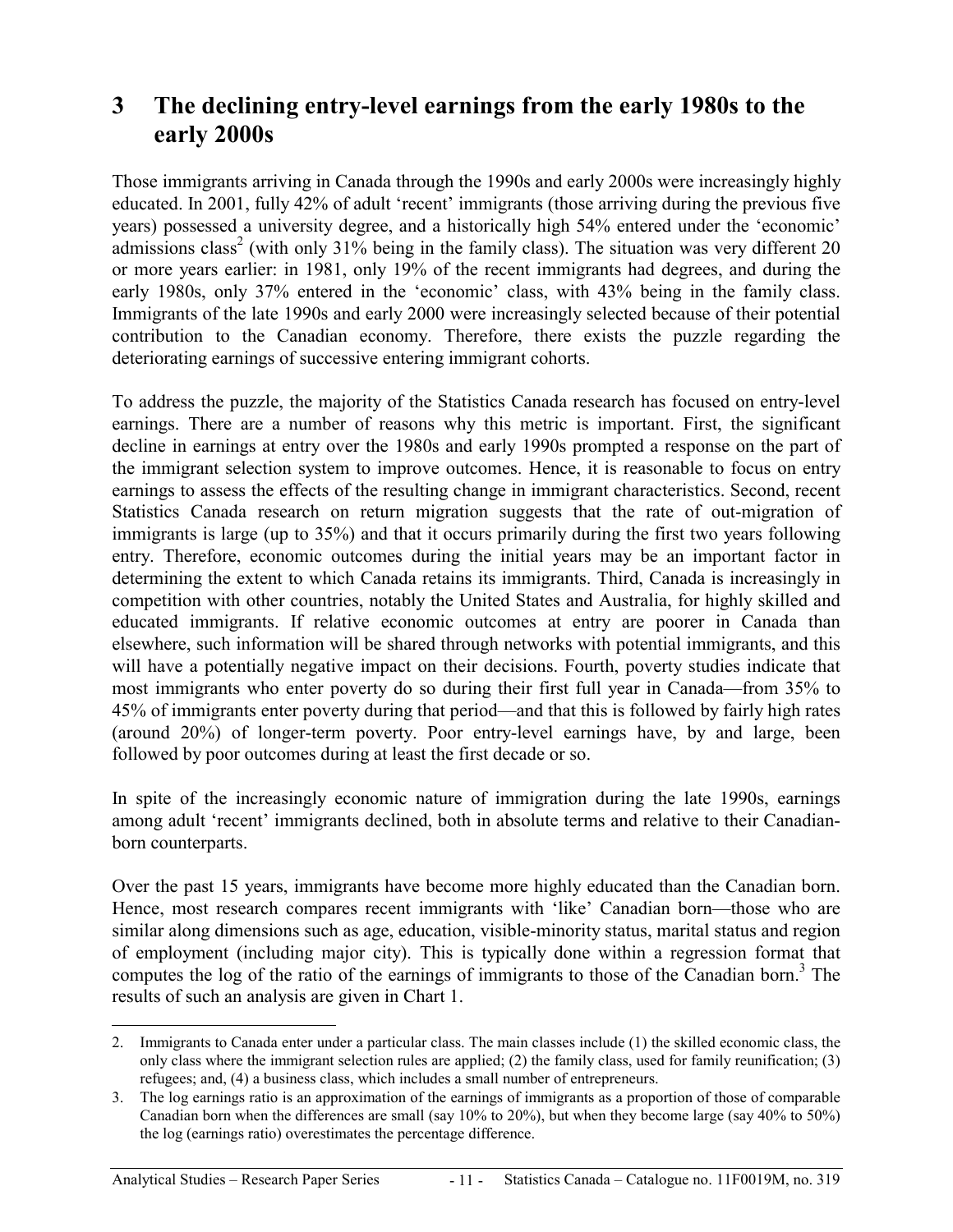# 3 The declining entry-level earnings from the early 1980s to the early 2000s

Those immigrants arriving in Canada through the 1990s and early 2000s were increasingly highly educated. In 2001, fully 42% of adult 'recent' immigrants (those arriving during the previous five years) possessed a university degree, and a historically high 54% entered under the 'economic' admissions class[2] (with only 31% being in the family class). The situation was very different 20 or more years earlier: in 1981, only 19% of the recent immigrants had degrees, and during the early 1980s, only 37% entered in the 'economic' class, with 43% being in the family class. Immigrants of the late 1990s and early 2000 were increasingly selected because of their potential contribution to the Canadian economy. Therefore, there exists the puzzle regarding the deteriorating earnings of successive entering immigrant cohorts.

To address the puzzle, the majority of the Statistics Canada research has focused on entry-level earnings. There are a number of reasons why this metric is important. First, the significant decline in earnings at entry over the 1980s and early 1990s prompted a response on the part of the immigrant selection system to improve outcomes. Hence, it is reasonable to focus on entry earnings to assess the effects of the resulting change in immigrant characteristics. Second, recent Statistics Canada research on return migration suggests that the rate of out-migration of immigrants is large (up to 35%) and that it occurs primarily during the first two years following entry. Therefore, economic outcomes during the initial years may be an important factor in determining the extent to which Canada retains its immigrants. Third, Canada is increasingly in competition with other countries, notably the United States and Australia, for highly skilled and educated immigrants. If relative economic outcomes at entry are poorer in Canada than elsewhere, such information will be shared through networks with potential immigrants, and this will have a potentially negative impact on their decisions. Fourth, poverty studies indicate that most immigrants who enter poverty do so during their first full year in Canada—from 35% to 45% of immigrants enter poverty during that period—and that this is followed by fairly high rates (around 20%) of longer-term poverty. Poor entry-level earnings have, by and large, been followed by poor outcomes during at least the first decade or so.

In spite of the increasingly economic nature of immigration during the late 1990s, earnings among adult 'recent' immigrants declined, both in absolute terms and relative to their Canadian-born counterparts.

Over the past 15 years, immigrants have become more highly educated than the Canadian born. Hence, most research compares recent immigrants with 'like' Canadian born—those who are similar along dimensions such as age, education, visible-minority status, marital status and region of employment (including major city). This is typically done within a regression format that computes the log of the ratio of the earnings of immigrants to those of the Canadian born.[3] The results of such an analysis are given in Chart 1.

---

2. Immigrants to Canada enter under a particular class. The main classes include (1) the skilled economic class, the only class where the immigrant selection rules are applied; (2) the family class, used for family reunification; (3) refugees; and, (4) a business class, which includes a small number of entrepreneurs.
3. The log earnings ratio is an approximation of the earnings of immigrants as a proportion of those of comparable Canadian born when the differences are small (say 10% to 20%), but when they become large (say 40% to 50%) the log (earnings ratio) overestimates the percentage difference.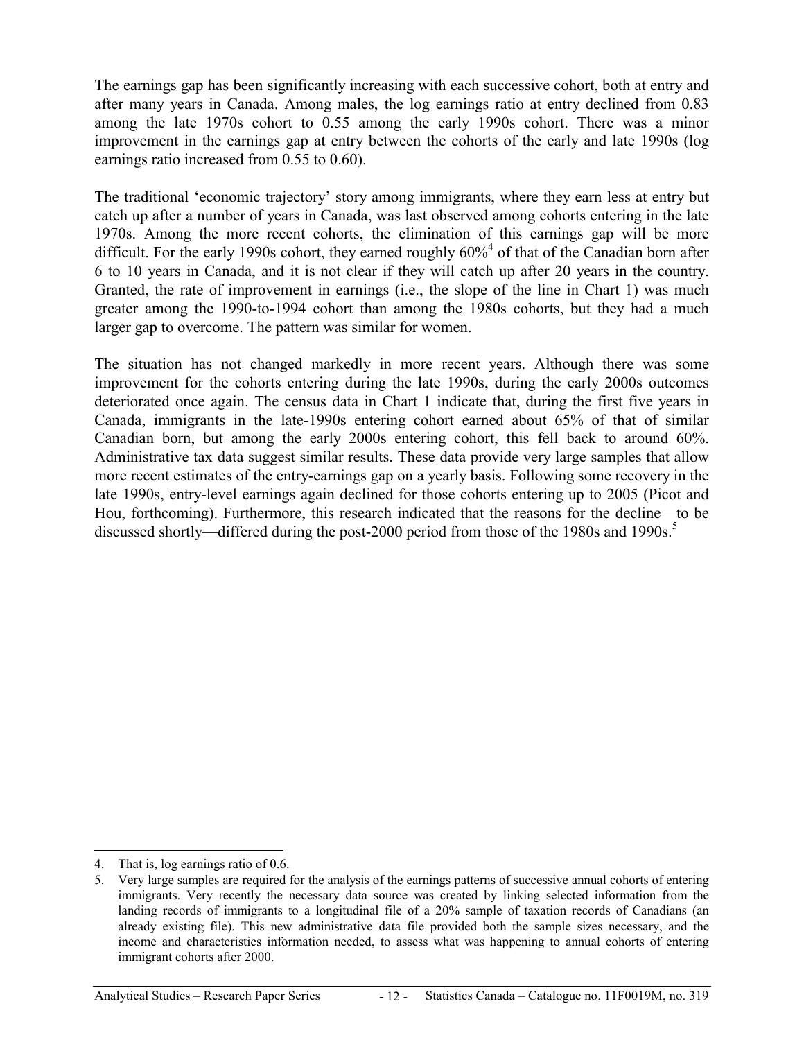The earnings gap has been significantly increasing with each successive cohort, both at entry and after many years in Canada. Among males, the log earnings ratio at entry declined from 0.83 among the late 1970s cohort to 0.55 among the early 1990s cohort. There was a minor improvement in the earnings gap at entry between the cohorts of the early and late 1990s (log earnings ratio increased from 0.55 to 0.60).

The traditional 'economic trajectory' story among immigrants, where they earn less at entry but catch up after a number of years in Canada, was last observed among cohorts entering in the late 1970s. Among the more recent cohorts, the elimination of this earnings gap will be more difficult. For the early 1990s cohort, they earned roughly 60%[4] of that of the Canadian born after 6 to 10 years in Canada, and it is not clear if they will catch up after 20 years in the country. Granted, the rate of improvement in earnings (i.e., the slope of the line in Chart 1) was much greater among the 1990-to-1994 cohort than among the 1980s cohorts, but they had a much larger gap to overcome. The pattern was similar for women.

The situation has not changed markedly in more recent years. Although there was some improvement for the cohorts entering during the late 1990s, during the early 2000s outcomes deteriorated once again. The census data in Chart 1 indicate that, during the first five years in Canada, immigrants in the late-1990s entering cohort earned about 65% of that of similar Canadian born, but among the early 2000s entering cohort, this fell back to around 60%. Administrative tax data suggest similar results. These data provide very large samples that allow more recent estimates of the entry-earnings gap on a yearly basis. Following some recovery in the late 1990s, entry-level earnings again declined for those cohorts entering up to 2005 (Picot and Hou, forthcoming). Furthermore, this research indicated that the reasons for the decline—to be discussed shortly—differed during the post-2000 period from those of the 1980s and 1990s.[5]

---

4. That is, log earnings ratio of 0.6.

5. Very large samples are required for the analysis of the earnings patterns of successive annual cohorts of entering immigrants. Very recently the necessary data source was created by linking selected information from the landing records of immigrants to a longitudinal file of a 20% sample of taxation records of Canadians (an already existing file). This new administrative data file provided both the sample sizes necessary, and the income and characteristics information needed, to assess what was happening to annual cohorts of entering immigrant cohorts after 2000.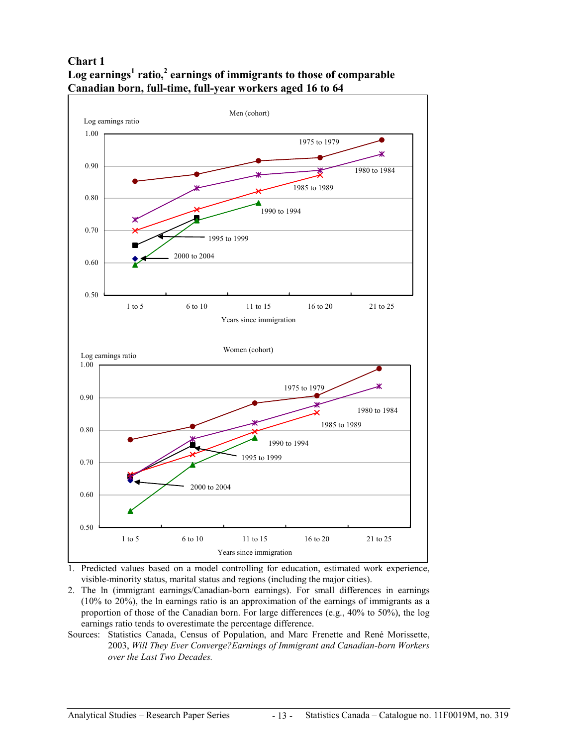**Chart 1**
**Log earnings[1] ratio,[2] earnings of immigrants to those of comparable Canadian born, full-time, full-year workers aged 16 to 64**

1. Predicted values based on a model controlling for education, estimated work experience, visible-minority status, marital status and regions (including the major cities).
2. The ln (immigrant earnings/Canadian-born earnings). For small differences in earnings (10% to 20%), the ln earnings ratio is an approximation of the earnings of immigrants as a proportion of those of the Canadian born. For large differences (e.g., 40% to 50%), the log earnings ratio tends to overestimate the percentage difference.

Sources: Statistics Canada, Census of Population, and Marc Frenette and René Morissette, 2003, *Will They Ever Converge?Earnings of Immigrant and Canadian-born Workers over the Last Two Decades.*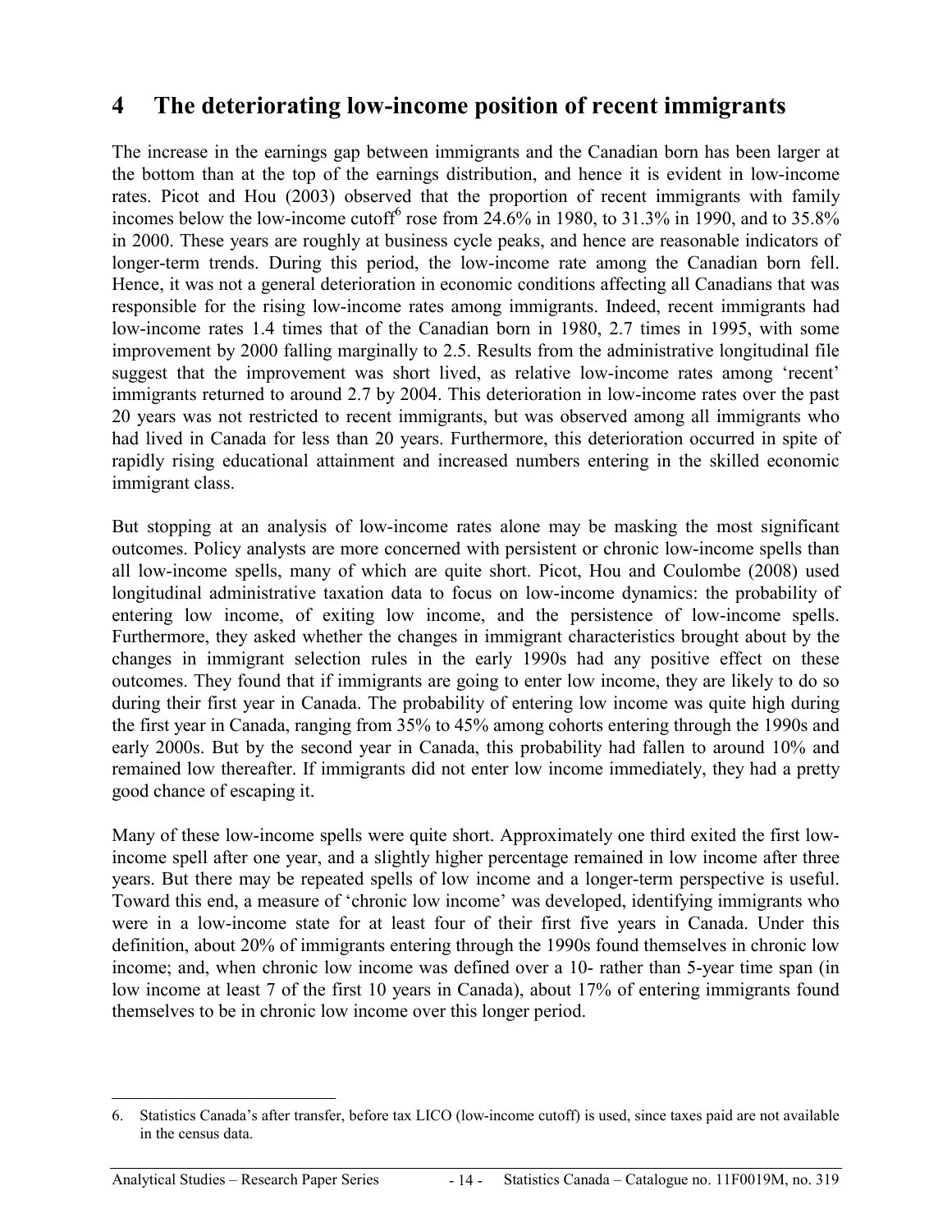# 4 The deteriorating low-income position of recent immigrants

The increase in the earnings gap between immigrants and the Canadian born has been larger at the bottom than at the top of the earnings distribution, and hence it is evident in low-income rates. Picot and Hou (2003) observed that the proportion of recent immigrants with family incomes below the low-income cutoff[6] rose from 24.6% in 1980, to 31.3% in 1990, and to 35.8% in 2000. These years are roughly at business cycle peaks, and hence are reasonable indicators of longer-term trends. During this period, the low-income rate among the Canadian born fell. Hence, it was not a general deterioration in economic conditions affecting all Canadians that was responsible for the rising low-income rates among immigrants. Indeed, recent immigrants had low-income rates 1.4 times that of the Canadian born in 1980, 2.7 times in 1995, with some improvement by 2000 falling marginally to 2.5. Results from the administrative longitudinal file suggest that the improvement was short lived, as relative low-income rates among 'recent' immigrants returned to around 2.7 by 2004. This deterioration in low-income rates over the past 20 years was not restricted to recent immigrants, but was observed among all immigrants who had lived in Canada for less than 20 years. Furthermore, this deterioration occurred in spite of rapidly rising educational attainment and increased numbers entering in the skilled economic immigrant class.

But stopping at an analysis of low-income rates alone may be masking the most significant outcomes. Policy analysts are more concerned with persistent or chronic low-income spells than all low-income spells, many of which are quite short. Picot, Hou and Coulombe (2008) used longitudinal administrative taxation data to focus on low-income dynamics: the probability of entering low income, of exiting low income, and the persistence of low-income spells. Furthermore, they asked whether the changes in immigrant characteristics brought about by the changes in immigrant selection rules in the early 1990s had any positive effect on these outcomes. They found that if immigrants are going to enter low income, they are likely to do so during their first year in Canada. The probability of entering low income was quite high during the first year in Canada, ranging from 35% to 45% among cohorts entering through the 1990s and early 2000s. But by the second year in Canada, this probability had fallen to around 10% and remained low thereafter. If immigrants did not enter low income immediately, they had a pretty good chance of escaping it.

Many of these low-income spells were quite short. Approximately one third exited the first low-income spell after one year, and a slightly higher percentage remained in low income after three years. But there may be repeated spells of low income and a longer-term perspective is useful. Toward this end, a measure of 'chronic low income' was developed, identifying immigrants who were in a low-income state for at least four of their first five years in Canada. Under this definition, about 20% of immigrants entering through the 1990s found themselves in chronic low income; and, when chronic low income was defined over a 10- rather than 5-year time span (in low income at least 7 of the first 10 years in Canada), about 17% of entering immigrants found themselves to be in chronic low income over this longer period.

---

6. Statistics Canada's after transfer, before tax LICO (low-income cutoff) is used, since taxes paid are not available in the census data.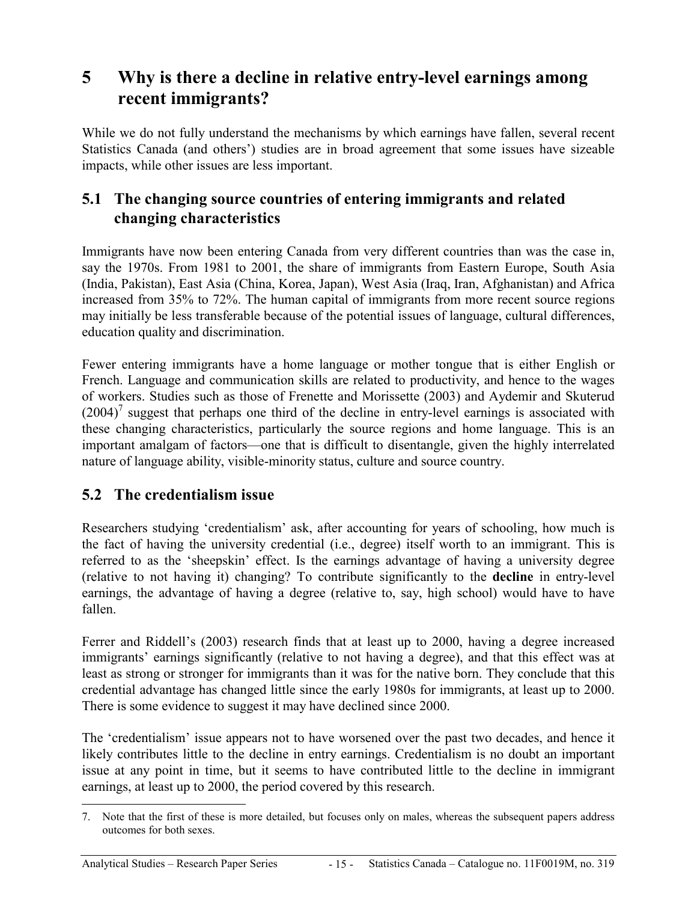# 5 Why is there a decline in relative entry-level earnings among recent immigrants?

While we do not fully understand the mechanisms by which earnings have fallen, several recent Statistics Canada (and others') studies are in broad agreement that some issues have sizeable impacts, while other issues are less important.

## 5.1 The changing source countries of entering immigrants and related changing characteristics

Immigrants have now been entering Canada from very different countries than was the case in, say the 1970s. From 1981 to 2001, the share of immigrants from Eastern Europe, South Asia (India, Pakistan), East Asia (China, Korea, Japan), West Asia (Iraq, Iran, Afghanistan) and Africa increased from 35% to 72%. The human capital of immigrants from more recent source regions may initially be less transferable because of the potential issues of language, cultural differences, education quality and discrimination.

Fewer entering immigrants have a home language or mother tongue that is either English or French. Language and communication skills are related to productivity, and hence to the wages of workers. Studies such as those of Frenette and Morissette (2003) and Aydemir and Skuterud (2004)[7] suggest that perhaps one third of the decline in entry-level earnings is associated with these changing characteristics, particularly the source regions and home language. This is an important amalgam of factors—one that is difficult to disentangle, given the highly interrelated nature of language ability, visible-minority status, culture and source country.

## 5.2 The credentialism issue

Researchers studying 'credentialism' ask, after accounting for years of schooling, how much is the fact of having the university credential (i.e., degree) itself worth to an immigrant. This is referred to as the 'sheepskin' effect. Is the earnings advantage of having a university degree (relative to not having it) changing? To contribute significantly to the **decline** in entry-level earnings, the advantage of having a degree (relative to, say, high school) would have to have fallen.

Ferrer and Riddell's (2003) research finds that at least up to 2000, having a degree increased immigrants' earnings significantly (relative to not having a degree), and that this effect was at least as strong or stronger for immigrants than it was for the native born. They conclude that this credential advantage has changed little since the early 1980s for immigrants, at least up to 2000. There is some evidence to suggest it may have declined since 2000.

The 'credentialism' issue appears not to have worsened over the past two decades, and hence it likely contributes little to the decline in entry earnings. Credentialism is no doubt an important issue at any point in time, but it seems to have contributed little to the decline in immigrant earnings, at least up to 2000, the period covered by this research.

7. Note that the first of these is more detailed, but focuses only on males, whereas the subsequent papers address outcomes for both sexes.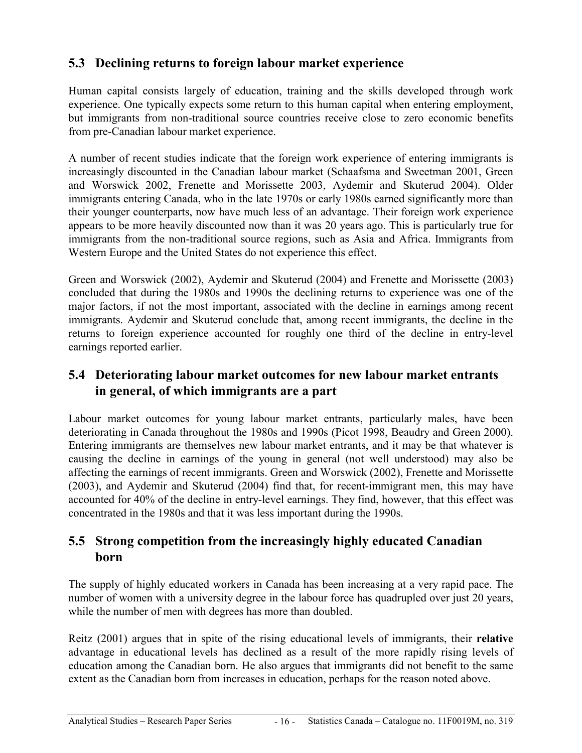## 5.3 Declining returns to foreign labour market experience

Human capital consists largely of education, training and the skills developed through work experience. One typically expects some return to this human capital when entering employment, but immigrants from non-traditional source countries receive close to zero economic benefits from pre-Canadian labour market experience.

A number of recent studies indicate that the foreign work experience of entering immigrants is increasingly discounted in the Canadian labour market (Schaafsma and Sweetman 2001, Green and Worswick 2002, Frenette and Morissette 2003, Aydemir and Skuterud 2004). Older immigrants entering Canada, who in the late 1970s or early 1980s earned significantly more than their younger counterparts, now have much less of an advantage. Their foreign work experience appears to be more heavily discounted now than it was 20 years ago. This is particularly true for immigrants from the non-traditional source regions, such as Asia and Africa. Immigrants from Western Europe and the United States do not experience this effect.

Green and Worswick (2002), Aydemir and Skuterud (2004) and Frenette and Morissette (2003) concluded that during the 1980s and 1990s the declining returns to experience was one of the major factors, if not the most important, associated with the decline in earnings among recent immigrants. Aydemir and Skuterud conclude that, among recent immigrants, the decline in the returns to foreign experience accounted for roughly one third of the decline in entry-level earnings reported earlier.

## 5.4 Deteriorating labour market outcomes for new labour market entrants in general, of which immigrants are a part

Labour market outcomes for young labour market entrants, particularly males, have been deteriorating in Canada throughout the 1980s and 1990s (Picot 1998, Beaudry and Green 2000). Entering immigrants are themselves new labour market entrants, and it may be that whatever is causing the decline in earnings of the young in general (not well understood) may also be affecting the earnings of recent immigrants. Green and Worswick (2002), Frenette and Morissette (2003), and Aydemir and Skuterud (2004) find that, for recent-immigrant men, this may have accounted for 40% of the decline in entry-level earnings. They find, however, that this effect was concentrated in the 1980s and that it was less important during the 1990s.

## 5.5 Strong competition from the increasingly highly educated Canadian born

The supply of highly educated workers in Canada has been increasing at a very rapid pace. The number of women with a university degree in the labour force has quadrupled over just 20 years, while the number of men with degrees has more than doubled.

Reitz (2001) argues that in spite of the rising educational levels of immigrants, their **relative** advantage in educational levels has declined as a result of the more rapidly rising levels of education among the Canadian born. He also argues that immigrants did not benefit to the same extent as the Canadian born from increases in education, perhaps for the reason noted above.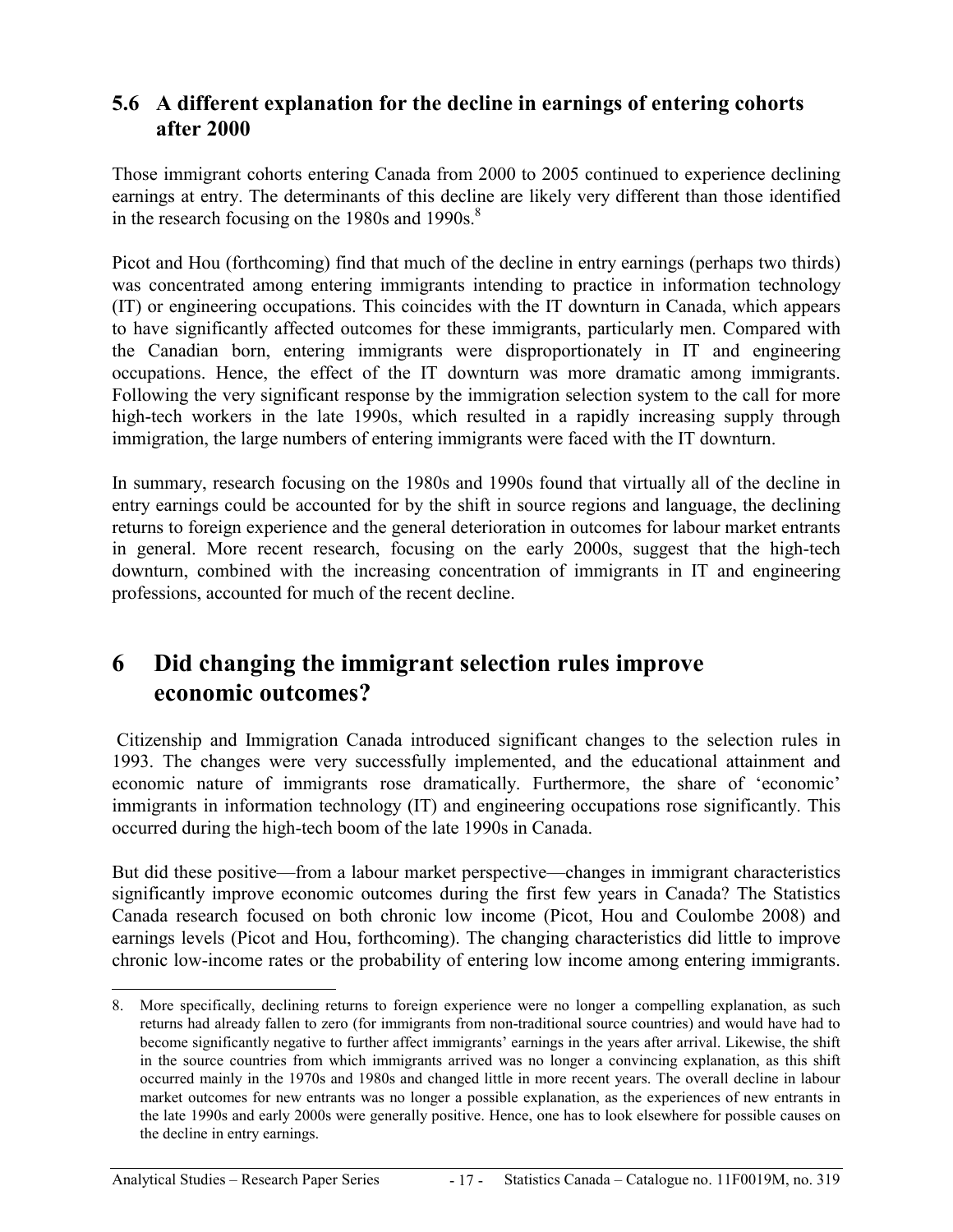### 5.6 A different explanation for the decline in earnings of entering cohorts after 2000

Those immigrant cohorts entering Canada from 2000 to 2005 continued to experience declining earnings at entry. The determinants of this decline are likely very different than those identified in the research focusing on the 1980s and 1990s.[8]

Picot and Hou (forthcoming) find that much of the decline in entry earnings (perhaps two thirds) was concentrated among entering immigrants intending to practice in information technology (IT) or engineering occupations. This coincides with the IT downturn in Canada, which appears to have significantly affected outcomes for these immigrants, particularly men. Compared with the Canadian born, entering immigrants were disproportionately in IT and engineering occupations. Hence, the effect of the IT downturn was more dramatic among immigrants. Following the very significant response by the immigration selection system to the call for more high-tech workers in the late 1990s, which resulted in a rapidly increasing supply through immigration, the large numbers of entering immigrants were faced with the IT downturn.

In summary, research focusing on the 1980s and 1990s found that virtually all of the decline in entry earnings could be accounted for by the shift in source regions and language, the declining returns to foreign experience and the general deterioration in outcomes for labour market entrants in general. More recent research, focusing on the early 2000s, suggest that the high-tech downturn, combined with the increasing concentration of immigrants in IT and engineering professions, accounted for much of the recent decline.

## 6 Did changing the immigrant selection rules improve economic outcomes?

Citizenship and Immigration Canada introduced significant changes to the selection rules in 1993. The changes were very successfully implemented, and the educational attainment and economic nature of immigrants rose dramatically. Furthermore, the share of 'economic' immigrants in information technology (IT) and engineering occupations rose significantly. This occurred during the high-tech boom of the late 1990s in Canada.

But did these positive—from a labour market perspective—changes in immigrant characteristics significantly improve economic outcomes during the first few years in Canada? The Statistics Canada research focused on both chronic low income (Picot, Hou and Coulombe 2008) and earnings levels (Picot and Hou, forthcoming). The changing characteristics did little to improve chronic low-income rates or the probability of entering low income among entering immigrants.

8. More specifically, declining returns to foreign experience were no longer a compelling explanation, as such returns had already fallen to zero (for immigrants from non-traditional source countries) and would have had to become significantly negative to further affect immigrants' earnings in the years after arrival. Likewise, the shift in the source countries from which immigrants arrived was no longer a convincing explanation, as this shift occurred mainly in the 1970s and 1980s and changed little in more recent years. The overall decline in labour market outcomes for new entrants was no longer a possible explanation, as the experiences of new entrants in the late 1990s and early 2000s were generally positive. Hence, one has to look elsewhere for possible causes on the decline in entry earnings.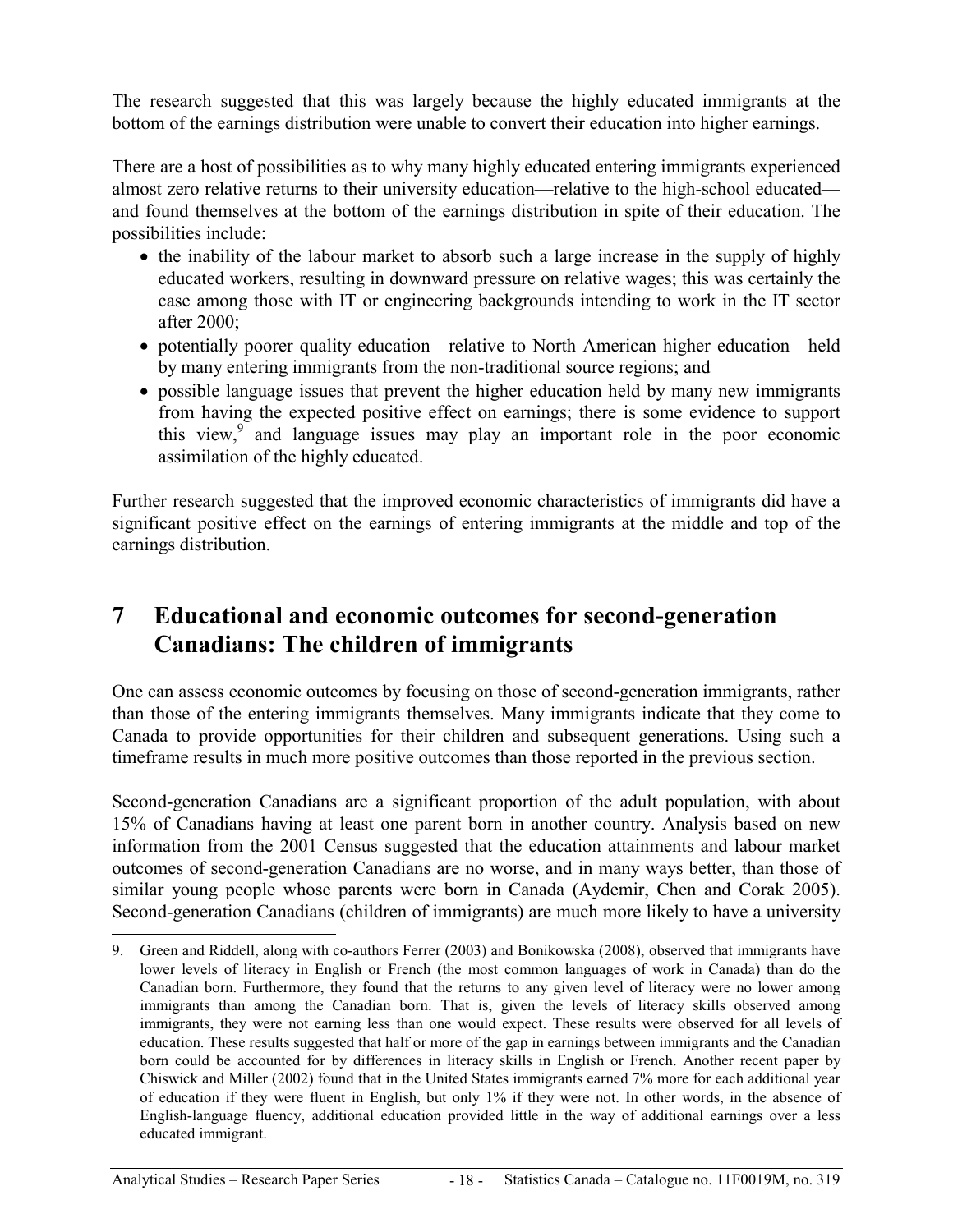The research suggested that this was largely because the highly educated immigrants at the bottom of the earnings distribution were unable to convert their education into higher earnings.

There are a host of possibilities as to why many highly educated entering immigrants experienced almost zero relative returns to their university education—relative to the high-school educated—and found themselves at the bottom of the earnings distribution in spite of their education. The possibilities include:

- the inability of the labour market to absorb such a large increase in the supply of highly educated workers, resulting in downward pressure on relative wages; this was certainly the case among those with IT or engineering backgrounds intending to work in the IT sector after 2000;
- potentially poorer quality education—relative to North American higher education—held by many entering immigrants from the non-traditional source regions; and
- possible language issues that prevent the higher education held by many new immigrants from having the expected positive effect on earnings; there is some evidence to support this view,[9] and language issues may play an important role in the poor economic assimilation of the highly educated.

Further research suggested that the improved economic characteristics of immigrants did have a significant positive effect on the earnings of entering immigrants at the middle and top of the earnings distribution.

# 7 Educational and economic outcomes for second-generation Canadians: The children of immigrants

One can assess economic outcomes by focusing on those of second-generation immigrants, rather than those of the entering immigrants themselves. Many immigrants indicate that they come to Canada to provide opportunities for their children and subsequent generations. Using such a timeframe results in much more positive outcomes than those reported in the previous section.

Second-generation Canadians are a significant proportion of the adult population, with about 15% of Canadians having at least one parent born in another country. Analysis based on new information from the 2001 Census suggested that the education attainments and labour market outcomes of second-generation Canadians are no worse, and in many ways better, than those of similar young people whose parents were born in Canada (Aydemir, Chen and Corak 2005). Second-generation Canadians (children of immigrants) are much more likely to have a university

9. Green and Riddell, along with co-authors Ferrer (2003) and Bonikowska (2008), observed that immigrants have lower levels of literacy in English or French (the most common languages of work in Canada) than do the Canadian born. Furthermore, they found that the returns to any given level of literacy were no lower among immigrants than among the Canadian born. That is, given the levels of literacy skills observed among immigrants, they were not earning less than one would expect. These results were observed for all levels of education. These results suggested that half or more of the gap in earnings between immigrants and the Canadian born could be accounted for by differences in literacy skills in English or French. Another recent paper by Chiswick and Miller (2002) found that in the United States immigrants earned 7% more for each additional year of education if they were fluent in English, but only 1% if they were not. In other words, in the absence of English-language fluency, additional education provided little in the way of additional earnings over a less educated immigrant.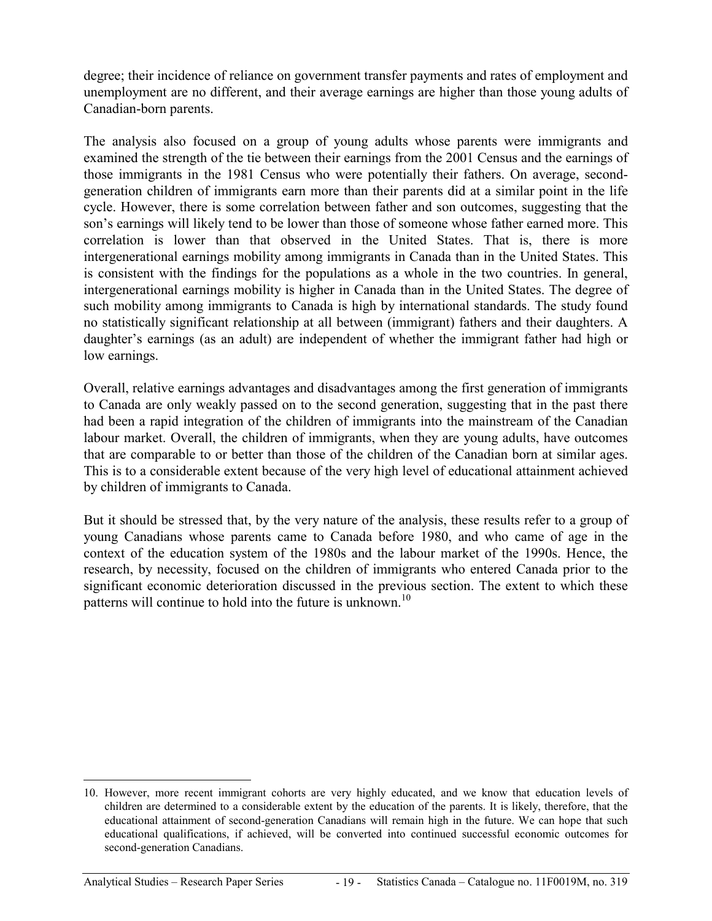degree; their incidence of reliance on government transfer payments and rates of employment and unemployment are no different, and their average earnings are higher than those young adults of Canadian-born parents.

The analysis also focused on a group of young adults whose parents were immigrants and examined the strength of the tie between their earnings from the 2001 Census and the earnings of those immigrants in the 1981 Census who were potentially their fathers. On average, second-generation children of immigrants earn more than their parents did at a similar point in the life cycle. However, there is some correlation between father and son outcomes, suggesting that the son's earnings will likely tend to be lower than those of someone whose father earned more. This correlation is lower than that observed in the United States. That is, there is more intergenerational earnings mobility among immigrants in Canada than in the United States. This is consistent with the findings for the populations as a whole in the two countries. In general, intergenerational earnings mobility is higher in Canada than in the United States. The degree of such mobility among immigrants to Canada is high by international standards. The study found no statistically significant relationship at all between (immigrant) fathers and their daughters. A daughter's earnings (as an adult) are independent of whether the immigrant father had high or low earnings.

Overall, relative earnings advantages and disadvantages among the first generation of immigrants to Canada are only weakly passed on to the second generation, suggesting that in the past there had been a rapid integration of the children of immigrants into the mainstream of the Canadian labour market. Overall, the children of immigrants, when they are young adults, have outcomes that are comparable to or better than those of the children of the Canadian born at similar ages. This is to a considerable extent because of the very high level of educational attainment achieved by children of immigrants to Canada.

But it should be stressed that, by the very nature of the analysis, these results refer to a group of young Canadians whose parents came to Canada before 1980, and who came of age in the context of the education system of the 1980s and the labour market of the 1990s. Hence, the research, by necessity, focused on the children of immigrants who entered Canada prior to the significant economic deterioration discussed in the previous section. The extent to which these patterns will continue to hold into the future is unknown.[10]

10. However, more recent immigrant cohorts are very highly educated, and we know that education levels of children are determined to a considerable extent by the education of the parents. It is likely, therefore, that the educational attainment of second-generation Canadians will remain high in the future. We can hope that such educational qualifications, if achieved, will be converted into continued successful economic outcomes for second-generation Canadians.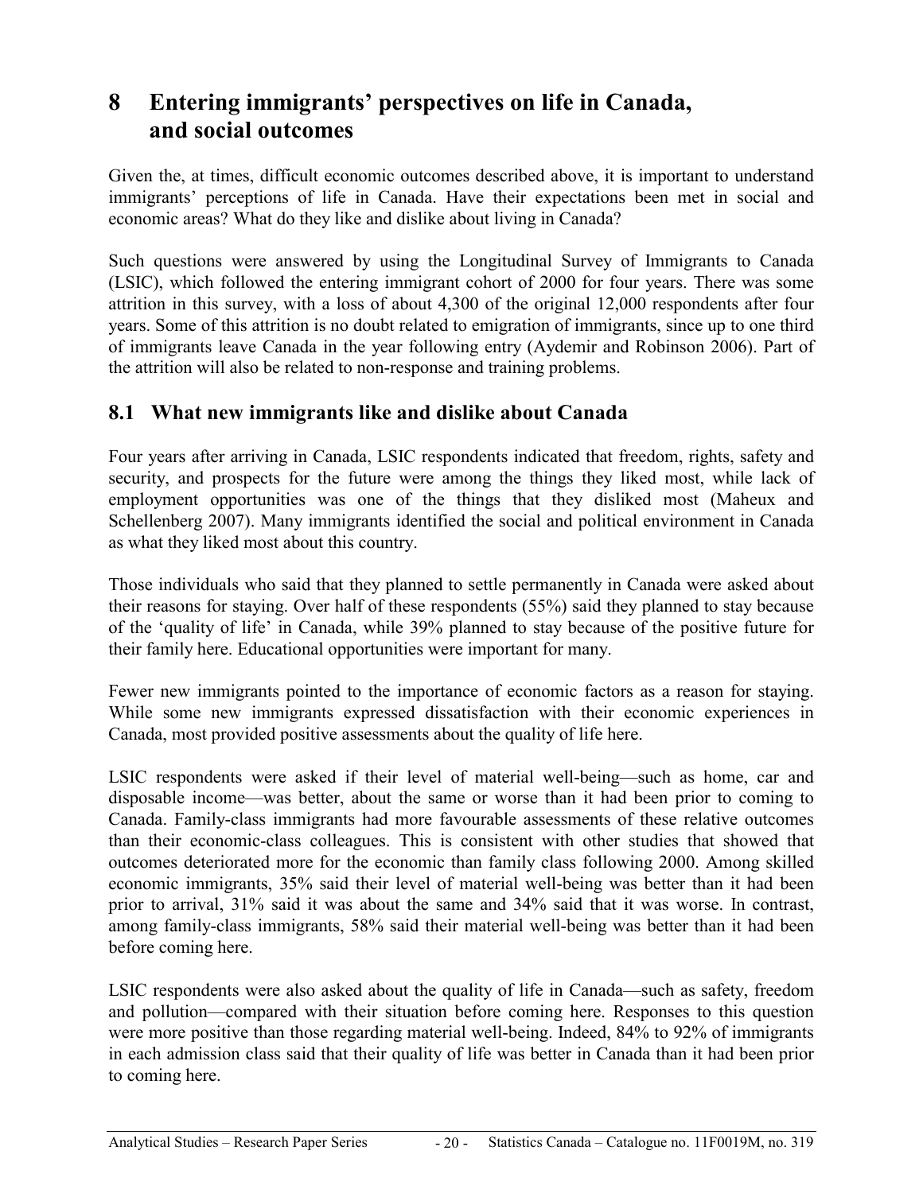# 8 Entering immigrants' perspectives on life in Canada, and social outcomes

Given the, at times, difficult economic outcomes described above, it is important to understand immigrants' perceptions of life in Canada. Have their expectations been met in social and economic areas? What do they like and dislike about living in Canada?

Such questions were answered by using the Longitudinal Survey of Immigrants to Canada (LSIC), which followed the entering immigrant cohort of 2000 for four years. There was some attrition in this survey, with a loss of about 4,300 of the original 12,000 respondents after four years. Some of this attrition is no doubt related to emigration of immigrants, since up to one third of immigrants leave Canada in the year following entry (Aydemir and Robinson 2006). Part of the attrition will also be related to non-response and training problems.

## 8.1 What new immigrants like and dislike about Canada

Four years after arriving in Canada, LSIC respondents indicated that freedom, rights, safety and security, and prospects for the future were among the things they liked most, while lack of employment opportunities was one of the things that they disliked most (Maheux and Schellenberg 2007). Many immigrants identified the social and political environment in Canada as what they liked most about this country.

Those individuals who said that they planned to settle permanently in Canada were asked about their reasons for staying. Over half of these respondents (55%) said they planned to stay because of the 'quality of life' in Canada, while 39% planned to stay because of the positive future for their family here. Educational opportunities were important for many.

Fewer new immigrants pointed to the importance of economic factors as a reason for staying. While some new immigrants expressed dissatisfaction with their economic experiences in Canada, most provided positive assessments about the quality of life here.

LSIC respondents were asked if their level of material well-being—such as home, car and disposable income—was better, about the same or worse than it had been prior to coming to Canada. Family-class immigrants had more favourable assessments of these relative outcomes than their economic-class colleagues. This is consistent with other studies that showed that outcomes deteriorated more for the economic than family class following 2000. Among skilled economic immigrants, 35% said their level of material well-being was better than it had been prior to arrival, 31% said it was about the same and 34% said that it was worse. In contrast, among family-class immigrants, 58% said their material well-being was better than it had been before coming here.

LSIC respondents were also asked about the quality of life in Canada—such as safety, freedom and pollution—compared with their situation before coming here. Responses to this question were more positive than those regarding material well-being. Indeed, 84% to 92% of immigrants in each admission class said that their quality of life was better in Canada than it had been prior to coming here.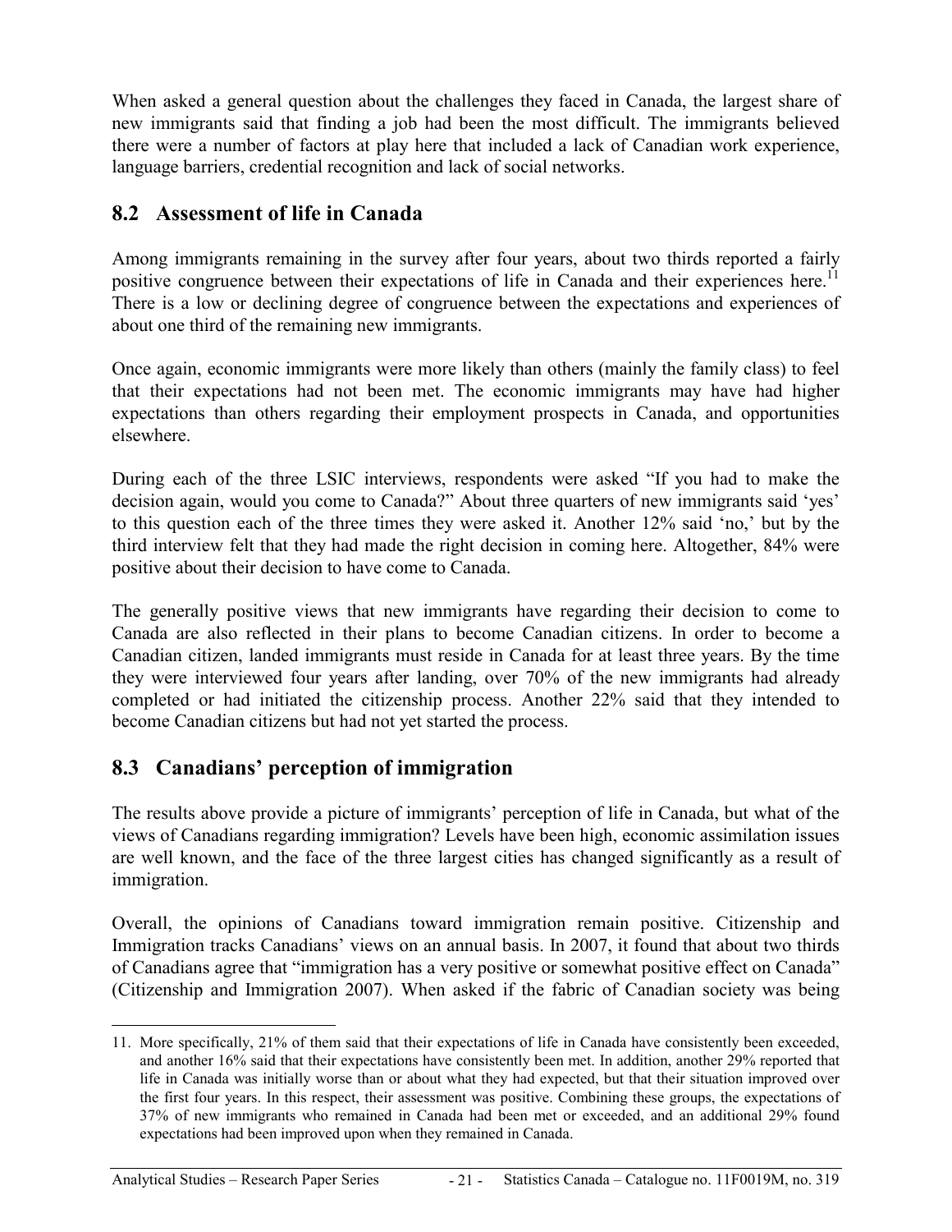When asked a general question about the challenges they faced in Canada, the largest share of new immigrants said that finding a job had been the most difficult. The immigrants believed there were a number of factors at play here that included a lack of Canadian work experience, language barriers, credential recognition and lack of social networks.

## 8.2 Assessment of life in Canada

Among immigrants remaining in the survey after four years, about two thirds reported a fairly positive congruence between their expectations of life in Canada and their experiences here.[11] There is a low or declining degree of congruence between the expectations and experiences of about one third of the remaining new immigrants.

Once again, economic immigrants were more likely than others (mainly the family class) to feel that their expectations had not been met. The economic immigrants may have had higher expectations than others regarding their employment prospects in Canada, and opportunities elsewhere.

During each of the three LSIC interviews, respondents were asked "If you had to make the decision again, would you come to Canada?" About three quarters of new immigrants said 'yes' to this question each of the three times they were asked it. Another 12% said 'no,' but by the third interview felt that they had made the right decision in coming here. Altogether, 84% were positive about their decision to have come to Canada.

The generally positive views that new immigrants have regarding their decision to come to Canada are also reflected in their plans to become Canadian citizens. In order to become a Canadian citizen, landed immigrants must reside in Canada for at least three years. By the time they were interviewed four years after landing, over 70% of the new immigrants had already completed or had initiated the citizenship process. Another 22% said that they intended to become Canadian citizens but had not yet started the process.

## 8.3 Canadians' perception of immigration

The results above provide a picture of immigrants' perception of life in Canada, but what of the views of Canadians regarding immigration? Levels have been high, economic assimilation issues are well known, and the face of the three largest cities has changed significantly as a result of immigration.

Overall, the opinions of Canadians toward immigration remain positive. Citizenship and Immigration tracks Canadians' views on an annual basis. In 2007, it found that about two thirds of Canadians agree that "immigration has a very positive or somewhat positive effect on Canada" (Citizenship and Immigration 2007). When asked if the fabric of Canadian society was being

---

11. More specifically, 21% of them said that their expectations of life in Canada have consistently been exceeded, and another 16% said that their expectations have consistently been met. In addition, another 29% reported that life in Canada was initially worse than or about what they had expected, but that their situation improved over the first four years. In this respect, their assessment was positive. Combining these groups, the expectations of 37% of new immigrants who remained in Canada had been met or exceeded, and an additional 29% found expectations had been improved upon when they remained in Canada.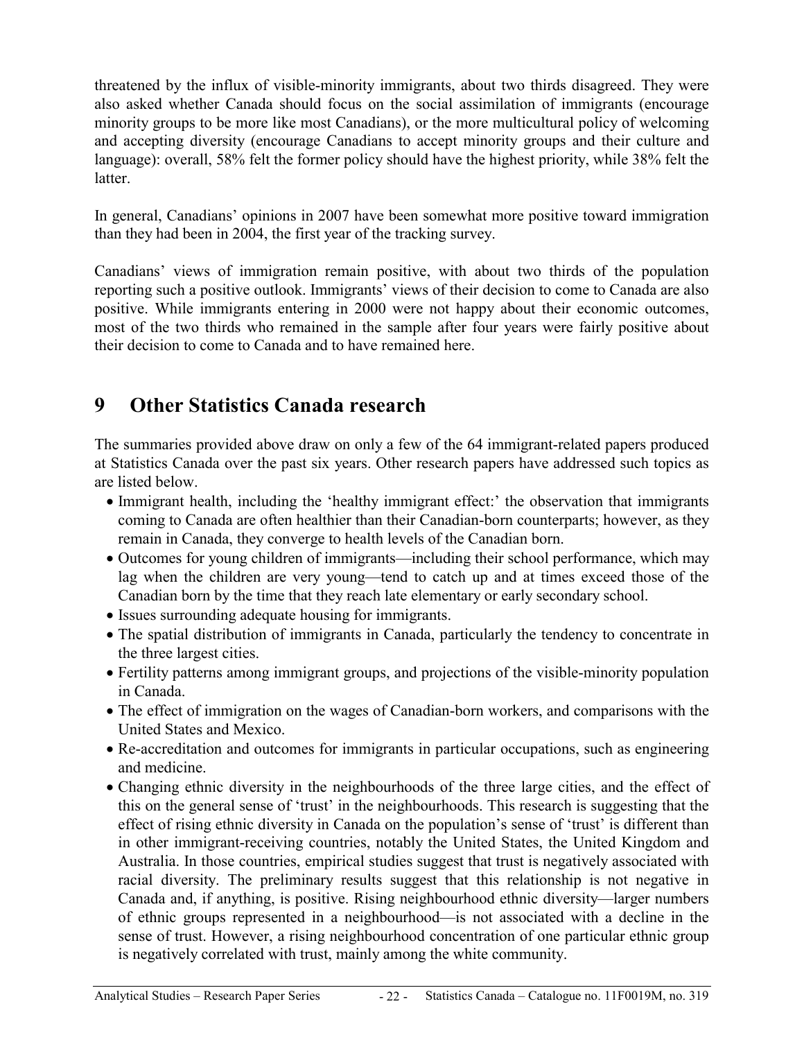threatened by the influx of visible-minority immigrants, about two thirds disagreed. They were also asked whether Canada should focus on the social assimilation of immigrants (encourage minority groups to be more like most Canadians), or the more multicultural policy of welcoming and accepting diversity (encourage Canadians to accept minority groups and their culture and language): overall, 58% felt the former policy should have the highest priority, while 38% felt the latter.

In general, Canadians' opinions in 2007 have been somewhat more positive toward immigration than they had been in 2004, the first year of the tracking survey.

Canadians' views of immigration remain positive, with about two thirds of the population reporting such a positive outlook. Immigrants' views of their decision to come to Canada are also positive. While immigrants entering in 2000 were not happy about their economic outcomes, most of the two thirds who remained in the sample after four years were fairly positive about their decision to come to Canada and to have remained here.

# 9 Other Statistics Canada research

The summaries provided above draw on only a few of the 64 immigrant-related papers produced at Statistics Canada over the past six years. Other research papers have addressed such topics as are listed below.

- Immigrant health, including the 'healthy immigrant effect:' the observation that immigrants coming to Canada are often healthier than their Canadian-born counterparts; however, as they remain in Canada, they converge to health levels of the Canadian born.
- Outcomes for young children of immigrants—including their school performance, which may lag when the children are very young—tend to catch up and at times exceed those of the Canadian born by the time that they reach late elementary or early secondary school.
- Issues surrounding adequate housing for immigrants.
- The spatial distribution of immigrants in Canada, particularly the tendency to concentrate in the three largest cities.
- Fertility patterns among immigrant groups, and projections of the visible-minority population in Canada.
- The effect of immigration on the wages of Canadian-born workers, and comparisons with the United States and Mexico.
- Re-accreditation and outcomes for immigrants in particular occupations, such as engineering and medicine.
- Changing ethnic diversity in the neighbourhoods of the three large cities, and the effect of this on the general sense of 'trust' in the neighbourhoods. This research is suggesting that the effect of rising ethnic diversity in Canada on the population's sense of 'trust' is different than in other immigrant-receiving countries, notably the United States, the United Kingdom and Australia. In those countries, empirical studies suggest that trust is negatively associated with racial diversity. The preliminary results suggest that this relationship is not negative in Canada and, if anything, is positive. Rising neighbourhood ethnic diversity—larger numbers of ethnic groups represented in a neighbourhood—is not associated with a decline in the sense of trust. However, a rising neighbourhood concentration of one particular ethnic group is negatively correlated with trust, mainly among the white community.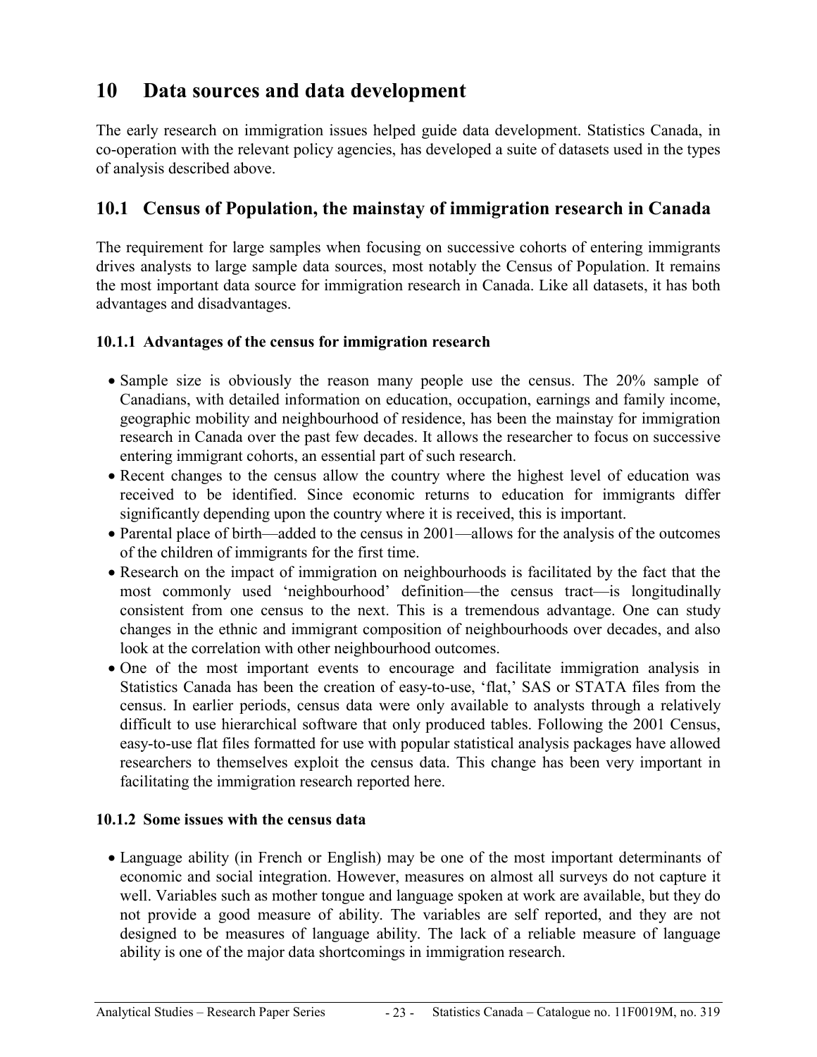# 10 Data sources and data development

The early research on immigration issues helped guide data development. Statistics Canada, in co-operation with the relevant policy agencies, has developed a suite of datasets used in the types of analysis described above.

## 10.1 Census of Population, the mainstay of immigration research in Canada

The requirement for large samples when focusing on successive cohorts of entering immigrants drives analysts to large sample data sources, most notably the Census of Population. It remains the most important data source for immigration research in Canada. Like all datasets, it has both advantages and disadvantages.

### 10.1.1 Advantages of the census for immigration research

- Sample size is obviously the reason many people use the census. The 20% sample of Canadians, with detailed information on education, occupation, earnings and family income, geographic mobility and neighbourhood of residence, has been the mainstay for immigration research in Canada over the past few decades. It allows the researcher to focus on successive entering immigrant cohorts, an essential part of such research.
- Recent changes to the census allow the country where the highest level of education was received to be identified. Since economic returns to education for immigrants differ significantly depending upon the country where it is received, this is important.
- Parental place of birth—added to the census in 2001—allows for the analysis of the outcomes of the children of immigrants for the first time.
- Research on the impact of immigration on neighbourhoods is facilitated by the fact that the most commonly used 'neighbourhood' definition—the census tract—is longitudinally consistent from one census to the next. This is a tremendous advantage. One can study changes in the ethnic and immigrant composition of neighbourhoods over decades, and also look at the correlation with other neighbourhood outcomes.
- One of the most important events to encourage and facilitate immigration analysis in Statistics Canada has been the creation of easy-to-use, 'flat,' SAS or STATA files from the census. In earlier periods, census data were only available to analysts through a relatively difficult to use hierarchical software that only produced tables. Following the 2001 Census, easy-to-use flat files formatted for use with popular statistical analysis packages have allowed researchers to themselves exploit the census data. This change has been very important in facilitating the immigration research reported here.

### 10.1.2 Some issues with the census data

- Language ability (in French or English) may be one of the most important determinants of economic and social integration. However, measures on almost all surveys do not capture it well. Variables such as mother tongue and language spoken at work are available, but they do not provide a good measure of ability. The variables are self reported, and they are not designed to be measures of language ability. The lack of a reliable measure of language ability is one of the major data shortcomings in immigration research.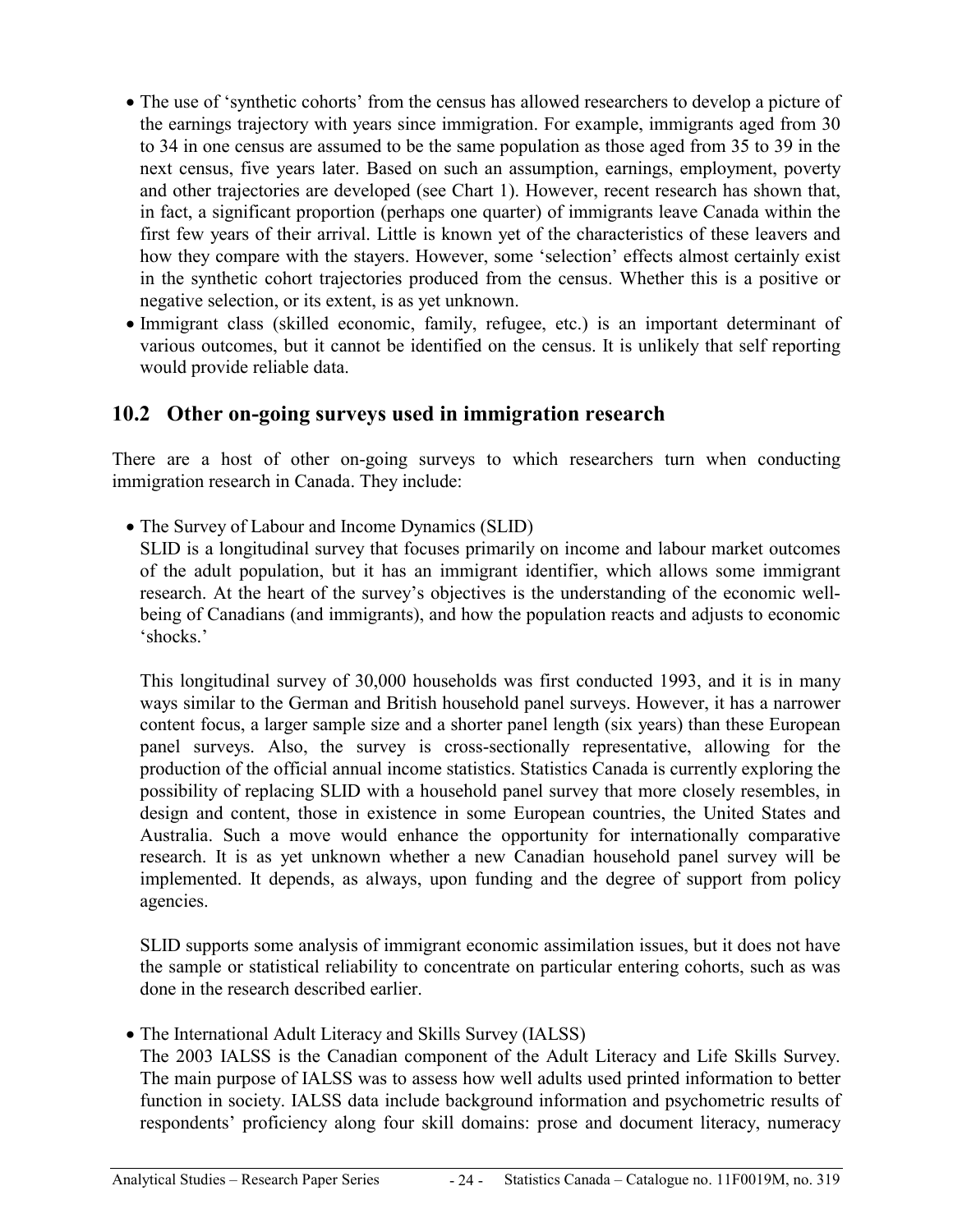- The use of 'synthetic cohorts' from the census has allowed researchers to develop a picture of the earnings trajectory with years since immigration. For example, immigrants aged from 30 to 34 in one census are assumed to be the same population as those aged from 35 to 39 in the next census, five years later. Based on such an assumption, earnings, employment, poverty and other trajectories are developed (see Chart 1). However, recent research has shown that, in fact, a significant proportion (perhaps one quarter) of immigrants leave Canada within the first few years of their arrival. Little is known yet of the characteristics of these leavers and how they compare with the stayers. However, some 'selection' effects almost certainly exist in the synthetic cohort trajectories produced from the census. Whether this is a positive or negative selection, or its extent, is as yet unknown.
- Immigrant class (skilled economic, family, refugee, etc.) is an important determinant of various outcomes, but it cannot be identified on the census. It is unlikely that self reporting would provide reliable data.

## 10.2 Other on-going surveys used in immigration research

There are a host of other on-going surveys to which researchers turn when conducting immigration research in Canada. They include:

- The Survey of Labour and Income Dynamics (SLID)
  SLID is a longitudinal survey that focuses primarily on income and labour market outcomes of the adult population, but it has an immigrant identifier, which allows some immigrant research. At the heart of the survey's objectives is the understanding of the economic well-being of Canadians (and immigrants), and how the population reacts and adjusts to economic 'shocks.'

  This longitudinal survey of 30,000 households was first conducted 1993, and it is in many ways similar to the German and British household panel surveys. However, it has a narrower content focus, a larger sample size and a shorter panel length (six years) than these European panel surveys. Also, the survey is cross-sectionally representative, allowing for the production of the official annual income statistics. Statistics Canada is currently exploring the possibility of replacing SLID with a household panel survey that more closely resembles, in design and content, those in existence in some European countries, the United States and Australia. Such a move would enhance the opportunity for internationally comparative research. It is as yet unknown whether a new Canadian household panel survey will be implemented. It depends, as always, upon funding and the degree of support from policy agencies.

  SLID supports some analysis of immigrant economic assimilation issues, but it does not have the sample or statistical reliability to concentrate on particular entering cohorts, such as was done in the research described earlier.

- The International Adult Literacy and Skills Survey (IALSS)
  The 2003 IALSS is the Canadian component of the Adult Literacy and Life Skills Survey. The main purpose of IALSS was to assess how well adults used printed information to better function in society. IALSS data include background information and psychometric results of respondents' proficiency along four skill domains: prose and document literacy, numeracy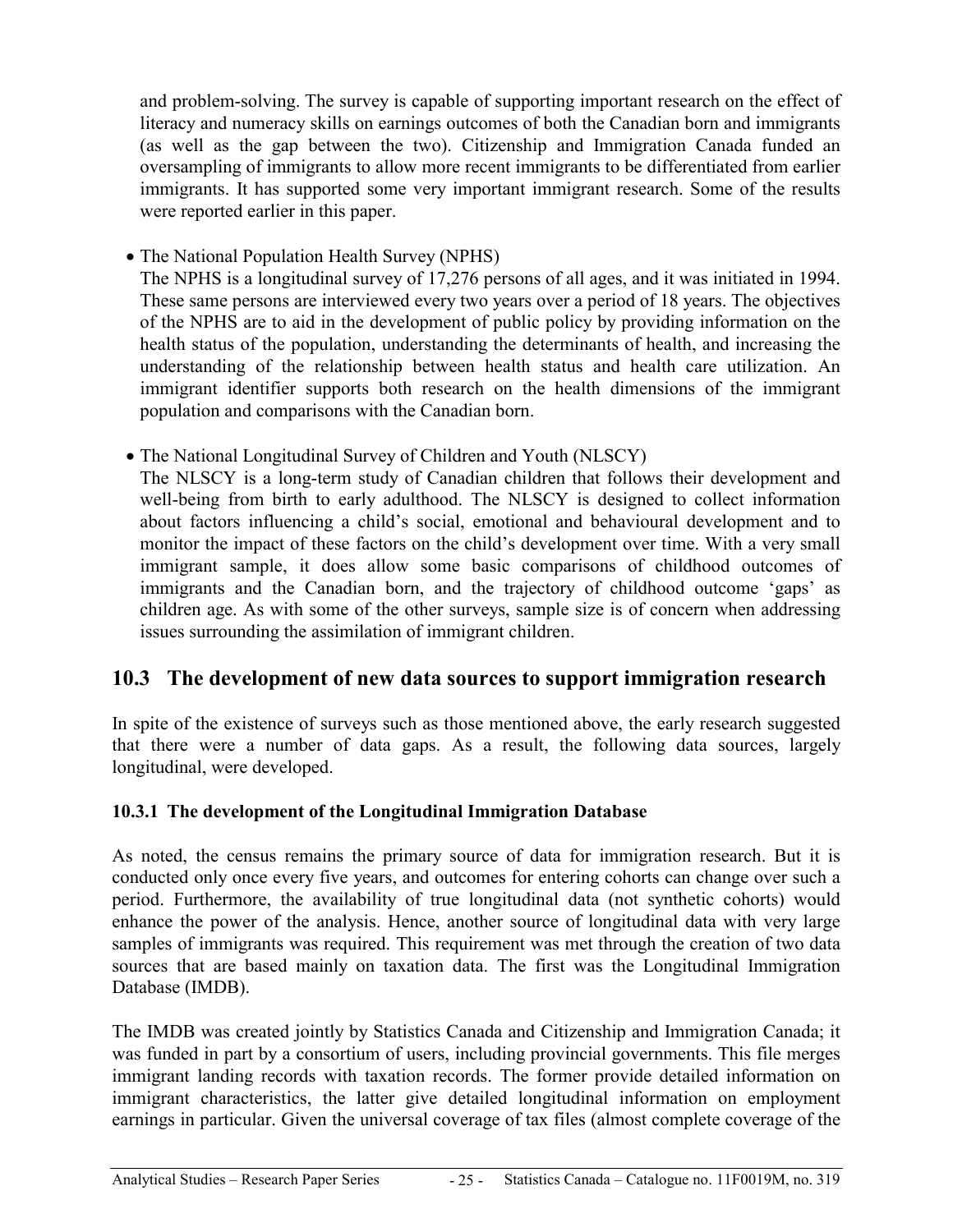and problem-solving. The survey is capable of supporting important research on the effect of literacy and numeracy skills on earnings outcomes of both the Canadian born and immigrants (as well as the gap between the two). Citizenship and Immigration Canada funded an oversampling of immigrants to allow more recent immigrants to be differentiated from earlier immigrants. It has supported some very important immigrant research. Some of the results were reported earlier in this paper.

- The National Population Health Survey (NPHS)
  The NPHS is a longitudinal survey of 17,276 persons of all ages, and it was initiated in 1994. These same persons are interviewed every two years over a period of 18 years. The objectives of the NPHS are to aid in the development of public policy by providing information on the health status of the population, understanding the determinants of health, and increasing the understanding of the relationship between health status and health care utilization. An immigrant identifier supports both research on the health dimensions of the immigrant population and comparisons with the Canadian born.

- The National Longitudinal Survey of Children and Youth (NLSCY)
  The NLSCY is a long-term study of Canadian children that follows their development and well-being from birth to early adulthood. The NLSCY is designed to collect information about factors influencing a child's social, emotional and behavioural development and to monitor the impact of these factors on the child's development over time. With a very small immigrant sample, it does allow some basic comparisons of childhood outcomes of immigrants and the Canadian born, and the trajectory of childhood outcome 'gaps' as children age. As with some of the other surveys, sample size is of concern when addressing issues surrounding the assimilation of immigrant children.

## 10.3 The development of new data sources to support immigration research

In spite of the existence of surveys such as those mentioned above, the early research suggested that there were a number of data gaps. As a result, the following data sources, largely longitudinal, were developed.

### 10.3.1 The development of the Longitudinal Immigration Database

As noted, the census remains the primary source of data for immigration research. But it is conducted only once every five years, and outcomes for entering cohorts can change over such a period. Furthermore, the availability of true longitudinal data (not synthetic cohorts) would enhance the power of the analysis. Hence, another source of longitudinal data with very large samples of immigrants was required. This requirement was met through the creation of two data sources that are based mainly on taxation data. The first was the Longitudinal Immigration Database (IMDB).

The IMDB was created jointly by Statistics Canada and Citizenship and Immigration Canada; it was funded in part by a consortium of users, including provincial governments. This file merges immigrant landing records with taxation records. The former provide detailed information on immigrant characteristics, the latter give detailed longitudinal information on employment earnings in particular. Given the universal coverage of tax files (almost complete coverage of the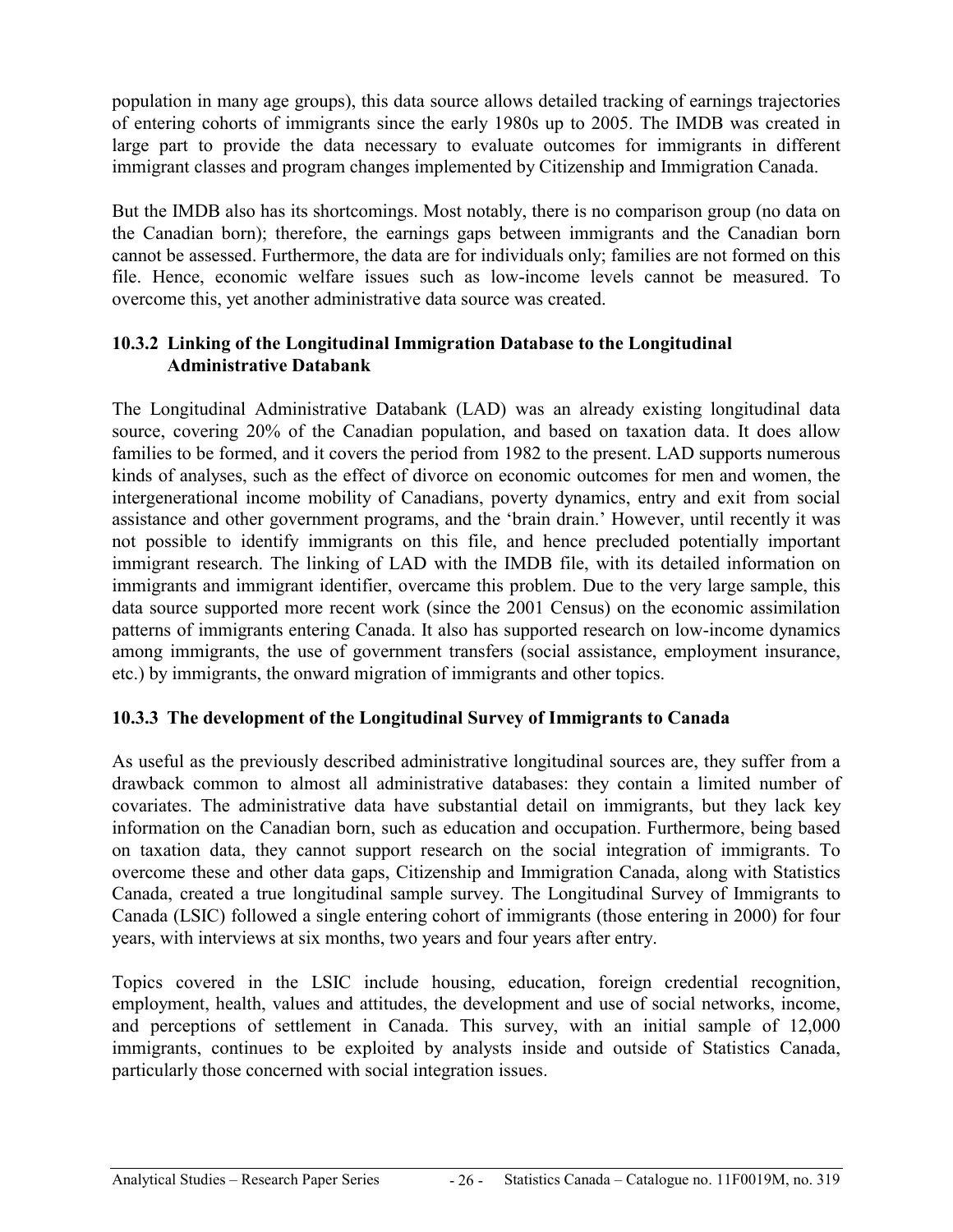population in many age groups), this data source allows detailed tracking of earnings trajectories of entering cohorts of immigrants since the early 1980s up to 2005. The IMDB was created in large part to provide the data necessary to evaluate outcomes for immigrants in different immigrant classes and program changes implemented by Citizenship and Immigration Canada.

But the IMDB also has its shortcomings. Most notably, there is no comparison group (no data on the Canadian born); therefore, the earnings gaps between immigrants and the Canadian born cannot be assessed. Furthermore, the data are for individuals only; families are not formed on this file. Hence, economic welfare issues such as low-income levels cannot be measured. To overcome this, yet another administrative data source was created.

### 10.3.2 Linking of the Longitudinal Immigration Database to the Longitudinal Administrative Databank

The Longitudinal Administrative Databank (LAD) was an already existing longitudinal data source, covering 20% of the Canadian population, and based on taxation data. It does allow families to be formed, and it covers the period from 1982 to the present. LAD supports numerous kinds of analyses, such as the effect of divorce on economic outcomes for men and women, the intergenerational income mobility of Canadians, poverty dynamics, entry and exit from social assistance and other government programs, and the 'brain drain.' However, until recently it was not possible to identify immigrants on this file, and hence precluded potentially important immigrant research. The linking of LAD with the IMDB file, with its detailed information on immigrants and immigrant identifier, overcame this problem. Due to the very large sample, this data source supported more recent work (since the 2001 Census) on the economic assimilation patterns of immigrants entering Canada. It also has supported research on low-income dynamics among immigrants, the use of government transfers (social assistance, employment insurance, etc.) by immigrants, the onward migration of immigrants and other topics.

### 10.3.3 The development of the Longitudinal Survey of Immigrants to Canada

As useful as the previously described administrative longitudinal sources are, they suffer from a drawback common to almost all administrative databases: they contain a limited number of covariates. The administrative data have substantial detail on immigrants, but they lack key information on the Canadian born, such as education and occupation. Furthermore, being based on taxation data, they cannot support research on the social integration of immigrants. To overcome these and other data gaps, Citizenship and Immigration Canada, along with Statistics Canada, created a true longitudinal sample survey. The Longitudinal Survey of Immigrants to Canada (LSIC) followed a single entering cohort of immigrants (those entering in 2000) for four years, with interviews at six months, two years and four years after entry.

Topics covered in the LSIC include housing, education, foreign credential recognition, employment, health, values and attitudes, the development and use of social networks, income, and perceptions of settlement in Canada. This survey, with an initial sample of 12,000 immigrants, continues to be exploited by analysts inside and outside of Statistics Canada, particularly those concerned with social integration issues.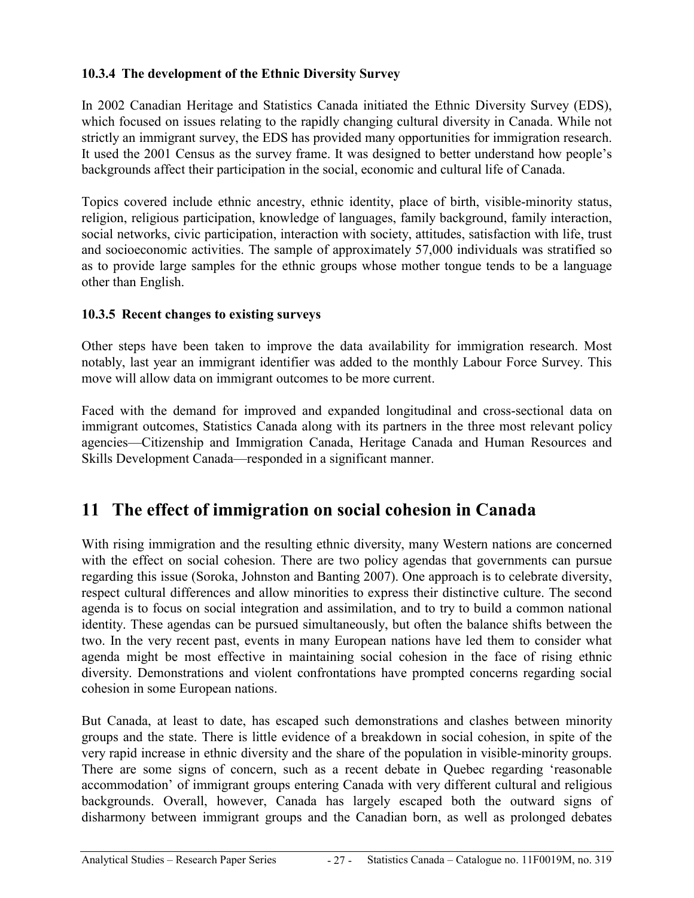### 10.3.4 The development of the Ethnic Diversity Survey

In 2002 Canadian Heritage and Statistics Canada initiated the Ethnic Diversity Survey (EDS), which focused on issues relating to the rapidly changing cultural diversity in Canada. While not strictly an immigrant survey, the EDS has provided many opportunities for immigration research. It used the 2001 Census as the survey frame. It was designed to better understand how people's backgrounds affect their participation in the social, economic and cultural life of Canada.

Topics covered include ethnic ancestry, ethnic identity, place of birth, visible-minority status, religion, religious participation, knowledge of languages, family background, family interaction, social networks, civic participation, interaction with society, attitudes, satisfaction with life, trust and socioeconomic activities. The sample of approximately 57,000 individuals was stratified so as to provide large samples for the ethnic groups whose mother tongue tends to be a language other than English.

### 10.3.5 Recent changes to existing surveys

Other steps have been taken to improve the data availability for immigration research. Most notably, last year an immigrant identifier was added to the monthly Labour Force Survey. This move will allow data on immigrant outcomes to be more current.

Faced with the demand for improved and expanded longitudinal and cross-sectional data on immigrant outcomes, Statistics Canada along with its partners in the three most relevant policy agencies—Citizenship and Immigration Canada, Heritage Canada and Human Resources and Skills Development Canada—responded in a significant manner.

# 11 The effect of immigration on social cohesion in Canada

With rising immigration and the resulting ethnic diversity, many Western nations are concerned with the effect on social cohesion. There are two policy agendas that governments can pursue regarding this issue (Soroka, Johnston and Banting 2007). One approach is to celebrate diversity, respect cultural differences and allow minorities to express their distinctive culture. The second agenda is to focus on social integration and assimilation, and to try to build a common national identity. These agendas can be pursued simultaneously, but often the balance shifts between the two. In the very recent past, events in many European nations have led them to consider what agenda might be most effective in maintaining social cohesion in the face of rising ethnic diversity. Demonstrations and violent confrontations have prompted concerns regarding social cohesion in some European nations.

But Canada, at least to date, has escaped such demonstrations and clashes between minority groups and the state. There is little evidence of a breakdown in social cohesion, in spite of the very rapid increase in ethnic diversity and the share of the population in visible-minority groups. There are some signs of concern, such as a recent debate in Quebec regarding 'reasonable accommodation' of immigrant groups entering Canada with very different cultural and religious backgrounds. Overall, however, Canada has largely escaped both the outward signs of disharmony between immigrant groups and the Canadian born, as well as prolonged debates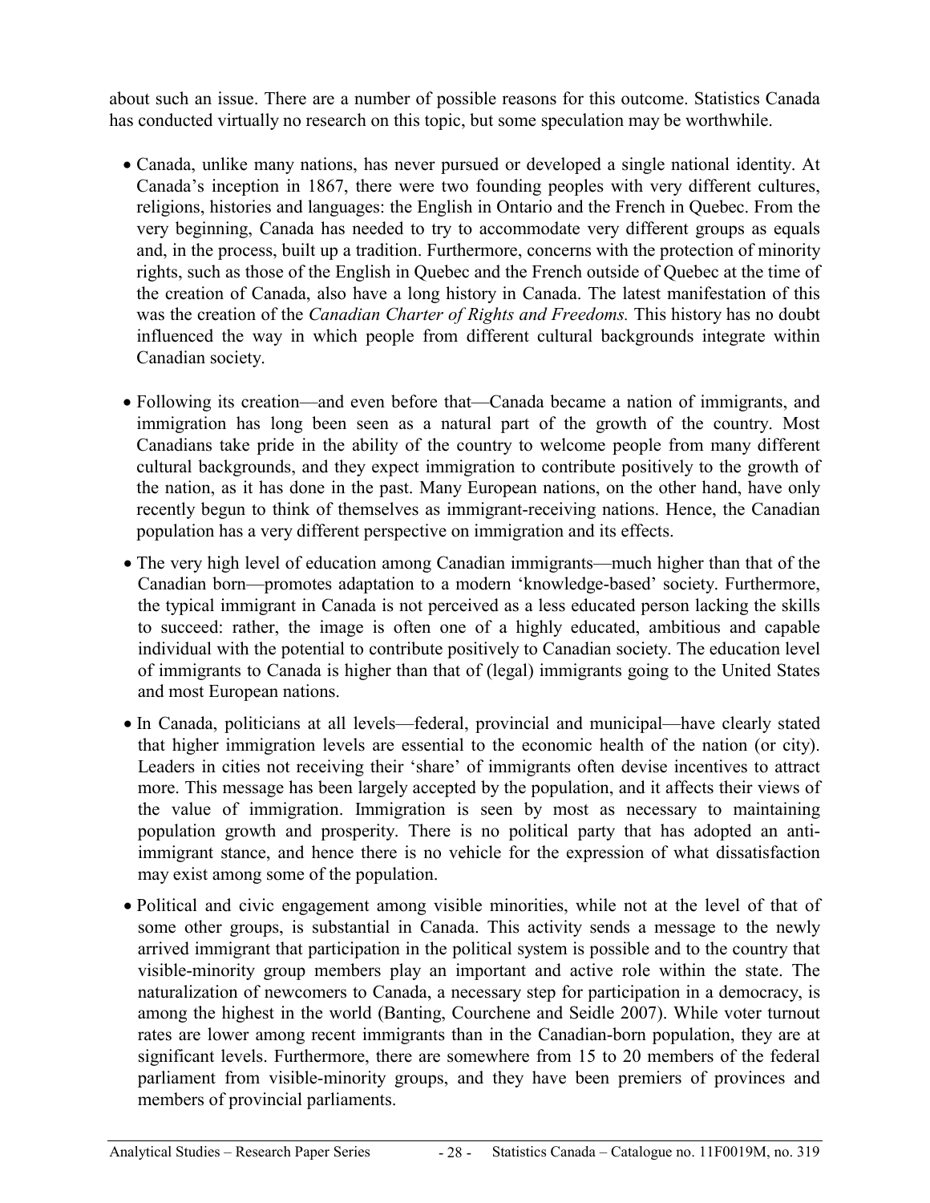about such an issue. There are a number of possible reasons for this outcome. Statistics Canada has conducted virtually no research on this topic, but some speculation may be worthwhile.

- Canada, unlike many nations, has never pursued or developed a single national identity. At Canada's inception in 1867, there were two founding peoples with very different cultures, religions, histories and languages: the English in Ontario and the French in Quebec. From the very beginning, Canada has needed to try to accommodate very different groups as equals and, in the process, built up a tradition. Furthermore, concerns with the protection of minority rights, such as those of the English in Quebec and the French outside of Quebec at the time of the creation of Canada, also have a long history in Canada. The latest manifestation of this was the creation of the *Canadian Charter of Rights and Freedoms.* This history has no doubt influenced the way in which people from different cultural backgrounds integrate within Canadian society.

- Following its creation—and even before that—Canada became a nation of immigrants, and immigration has long been seen as a natural part of the growth of the country. Most Canadians take pride in the ability of the country to welcome people from many different cultural backgrounds, and they expect immigration to contribute positively to the growth of the nation, as it has done in the past. Many European nations, on the other hand, have only recently begun to think of themselves as immigrant-receiving nations. Hence, the Canadian population has a very different perspective on immigration and its effects.

- The very high level of education among Canadian immigrants—much higher than that of the Canadian born—promotes adaptation to a modern 'knowledge-based' society. Furthermore, the typical immigrant in Canada is not perceived as a less educated person lacking the skills to succeed: rather, the image is often one of a highly educated, ambitious and capable individual with the potential to contribute positively to Canadian society. The education level of immigrants to Canada is higher than that of (legal) immigrants going to the United States and most European nations.

- In Canada, politicians at all levels—federal, provincial and municipal—have clearly stated that higher immigration levels are essential to the economic health of the nation (or city). Leaders in cities not receiving their 'share' of immigrants often devise incentives to attract more. This message has been largely accepted by the population, and it affects their views of the value of immigration. Immigration is seen by most as necessary to maintaining population growth and prosperity. There is no political party that has adopted an anti-immigrant stance, and hence there is no vehicle for the expression of what dissatisfaction may exist among some of the population.

- Political and civic engagement among visible minorities, while not at the level of that of some other groups, is substantial in Canada. This activity sends a message to the newly arrived immigrant that participation in the political system is possible and to the country that visible-minority group members play an important and active role within the state. The naturalization of newcomers to Canada, a necessary step for participation in a democracy, is among the highest in the world (Banting, Courchene and Seidle 2007). While voter turnout rates are lower among recent immigrants than in the Canadian-born population, they are at significant levels. Furthermore, there are somewhere from 15 to 20 members of the federal parliament from visible-minority groups, and they have been premiers of provinces and members of provincial parliaments.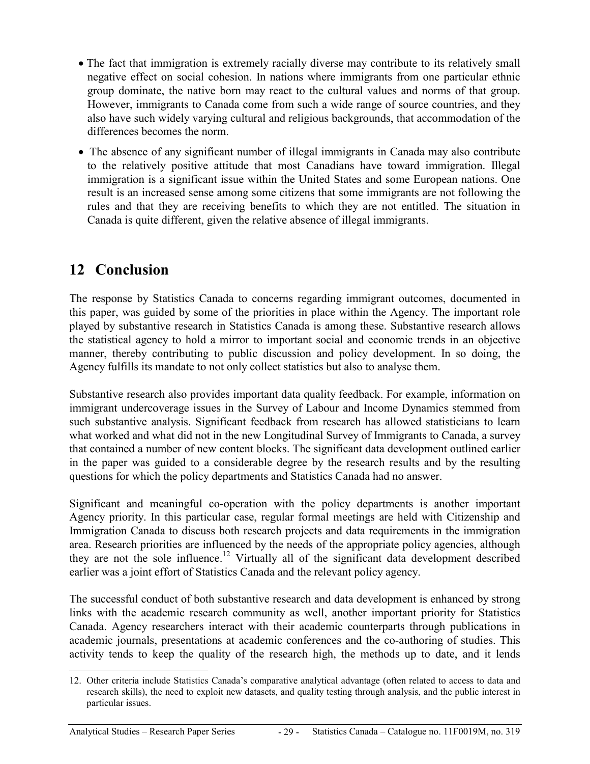- The fact that immigration is extremely racially diverse may contribute to its relatively small negative effect on social cohesion. In nations where immigrants from one particular ethnic group dominate, the native born may react to the cultural values and norms of that group. However, immigrants to Canada come from such a wide range of source countries, and they also have such widely varying cultural and religious backgrounds, that accommodation of the differences becomes the norm.

- The absence of any significant number of illegal immigrants in Canada may also contribute to the relatively positive attitude that most Canadians have toward immigration. Illegal immigration is a significant issue within the United States and some European nations. One result is an increased sense among some citizens that some immigrants are not following the rules and that they are receiving benefits to which they are not entitled. The situation in Canada is quite different, given the relative absence of illegal immigrants.

## 12 Conclusion

The response by Statistics Canada to concerns regarding immigrant outcomes, documented in this paper, was guided by some of the priorities in place within the Agency. The important role played by substantive research in Statistics Canada is among these. Substantive research allows the statistical agency to hold a mirror to important social and economic trends in an objective manner, thereby contributing to public discussion and policy development. In so doing, the Agency fulfills its mandate to not only collect statistics but also to analyse them.

Substantive research also provides important data quality feedback. For example, information on immigrant undercoverage issues in the Survey of Labour and Income Dynamics stemmed from such substantive analysis. Significant feedback from research has allowed statisticians to learn what worked and what did not in the new Longitudinal Survey of Immigrants to Canada, a survey that contained a number of new content blocks. The significant data development outlined earlier in the paper was guided to a considerable degree by the research results and by the resulting questions for which the policy departments and Statistics Canada had no answer.

Significant and meaningful co-operation with the policy departments is another important Agency priority. In this particular case, regular formal meetings are held with Citizenship and Immigration Canada to discuss both research projects and data requirements in the immigration area. Research priorities are influenced by the needs of the appropriate policy agencies, although they are not the sole influence.[12] Virtually all of the significant data development described earlier was a joint effort of Statistics Canada and the relevant policy agency.

The successful conduct of both substantive research and data development is enhanced by strong links with the academic research community as well, another important priority for Statistics Canada. Agency researchers interact with their academic counterparts through publications in academic journals, presentations at academic conferences and the co-authoring of studies. This activity tends to keep the quality of the research high, the methods up to date, and it lends

12. Other criteria include Statistics Canada's comparative analytical advantage (often related to access to data and research skills), the need to exploit new datasets, and quality testing through analysis, and the public interest in particular issues.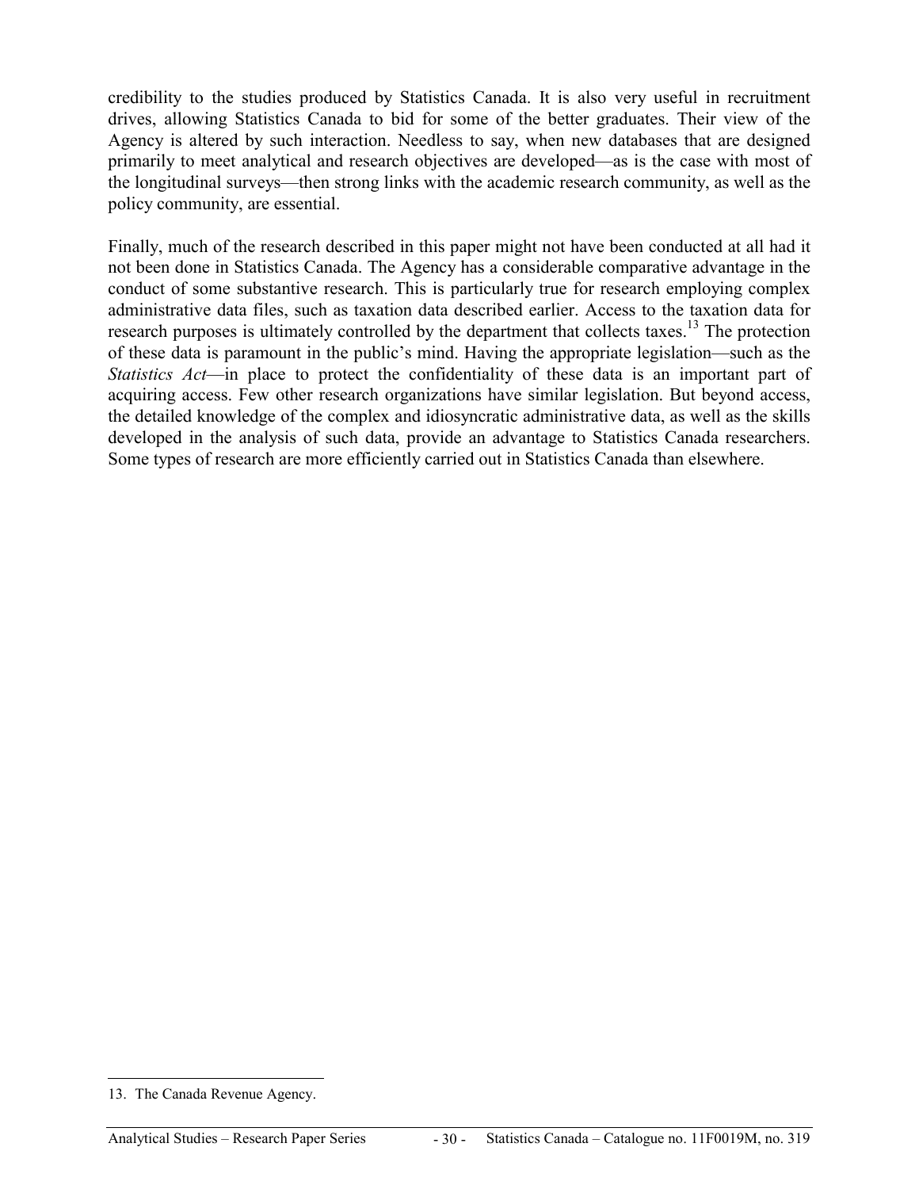credibility to the studies produced by Statistics Canada. It is also very useful in recruitment drives, allowing Statistics Canada to bid for some of the better graduates. Their view of the Agency is altered by such interaction. Needless to say, when new databases that are designed primarily to meet analytical and research objectives are developed—as is the case with most of the longitudinal surveys—then strong links with the academic research community, as well as the policy community, are essential.

Finally, much of the research described in this paper might not have been conducted at all had it not been done in Statistics Canada. The Agency has a considerable comparative advantage in the conduct of some substantive research. This is particularly true for research employing complex administrative data files, such as taxation data described earlier. Access to the taxation data for research purposes is ultimately controlled by the department that collects taxes.[13] The protection of these data is paramount in the public's mind. Having the appropriate legislation—such as the *Statistics Act*—in place to protect the confidentiality of these data is an important part of acquiring access. Few other research organizations have similar legislation. But beyond access, the detailed knowledge of the complex and idiosyncratic administrative data, as well as the skills developed in the analysis of such data, provide an advantage to Statistics Canada researchers. Some types of research are more efficiently carried out in Statistics Canada than elsewhere.

---

13. The Canada Revenue Agency.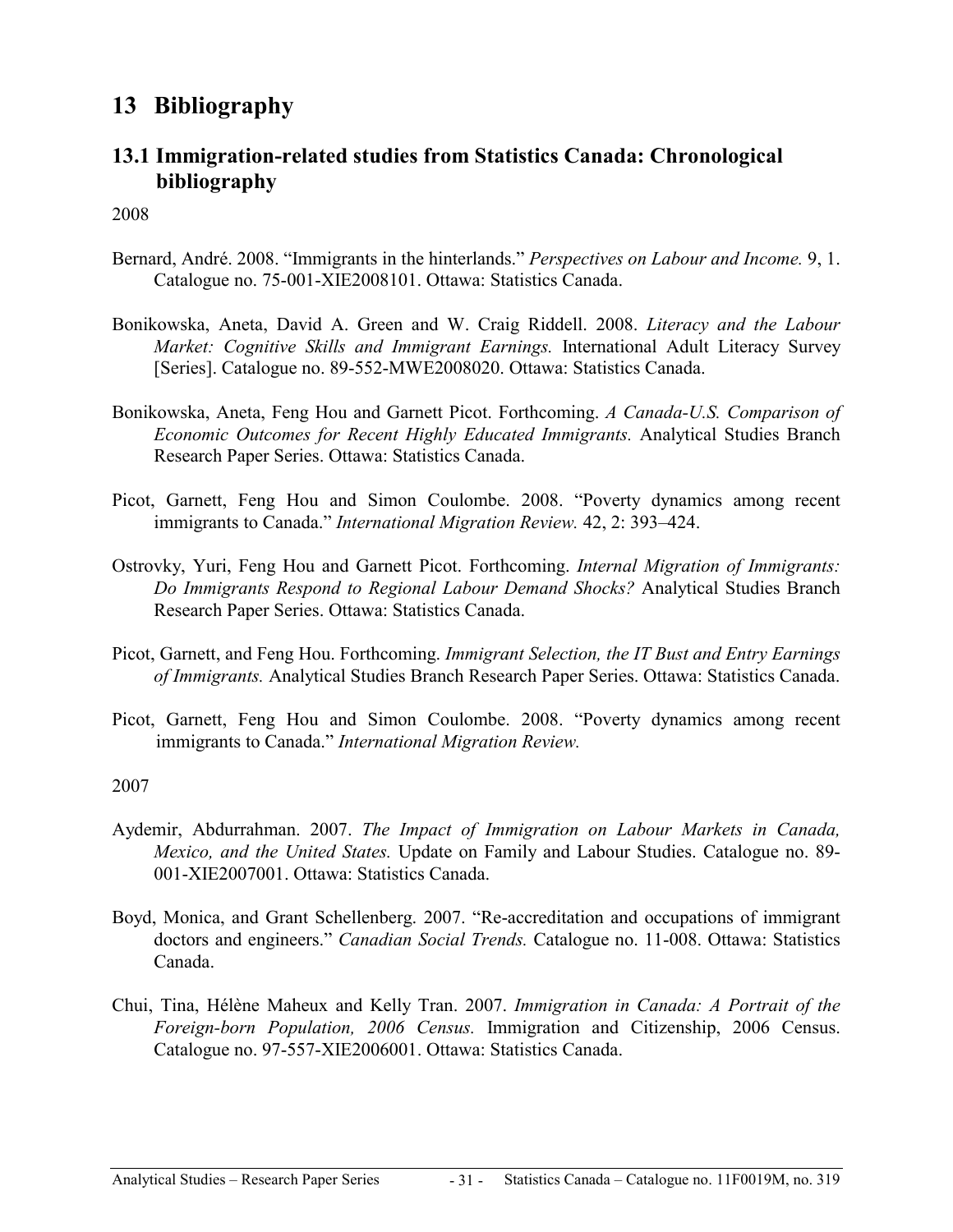# 13 Bibliography

## 13.1 Immigration-related studies from Statistics Canada: Chronological bibliography

2008

Bernard, André. 2008. "Immigrants in the hinterlands." *Perspectives on Labour and Income.* 9, 1. Catalogue no. 75-001-XIE2008101. Ottawa: Statistics Canada.

Bonikowska, Aneta, David A. Green and W. Craig Riddell. 2008. *Literacy and the Labour Market: Cognitive Skills and Immigrant Earnings.* International Adult Literacy Survey [Series]. Catalogue no. 89-552-MWE2008020. Ottawa: Statistics Canada.

Bonikowska, Aneta, Feng Hou and Garnett Picot. Forthcoming. *A Canada-U.S. Comparison of Economic Outcomes for Recent Highly Educated Immigrants.* Analytical Studies Branch Research Paper Series. Ottawa: Statistics Canada.

Picot, Garnett, Feng Hou and Simon Coulombe. 2008. "Poverty dynamics among recent immigrants to Canada." *International Migration Review.* 42, 2: 393–424.

Ostrovky, Yuri, Feng Hou and Garnett Picot. Forthcoming. *Internal Migration of Immigrants: Do Immigrants Respond to Regional Labour Demand Shocks?* Analytical Studies Branch Research Paper Series. Ottawa: Statistics Canada.

Picot, Garnett, and Feng Hou. Forthcoming. *Immigrant Selection, the IT Bust and Entry Earnings of Immigrants.* Analytical Studies Branch Research Paper Series. Ottawa: Statistics Canada.

Picot, Garnett, Feng Hou and Simon Coulombe. 2008. "Poverty dynamics among recent immigrants to Canada." *International Migration Review.*

2007

Aydemir, Abdurrahman. 2007. *The Impact of Immigration on Labour Markets in Canada, Mexico, and the United States.* Update on Family and Labour Studies. Catalogue no. 89-001-XIE2007001. Ottawa: Statistics Canada.

Boyd, Monica, and Grant Schellenberg. 2007. "Re-accreditation and occupations of immigrant doctors and engineers." *Canadian Social Trends.* Catalogue no. 11-008. Ottawa: Statistics Canada.

Chui, Tina, Hélène Maheux and Kelly Tran. 2007. *Immigration in Canada: A Portrait of the Foreign-born Population, 2006 Census.* Immigration and Citizenship, 2006 Census. Catalogue no. 97-557-XIE2006001. Ottawa: Statistics Canada.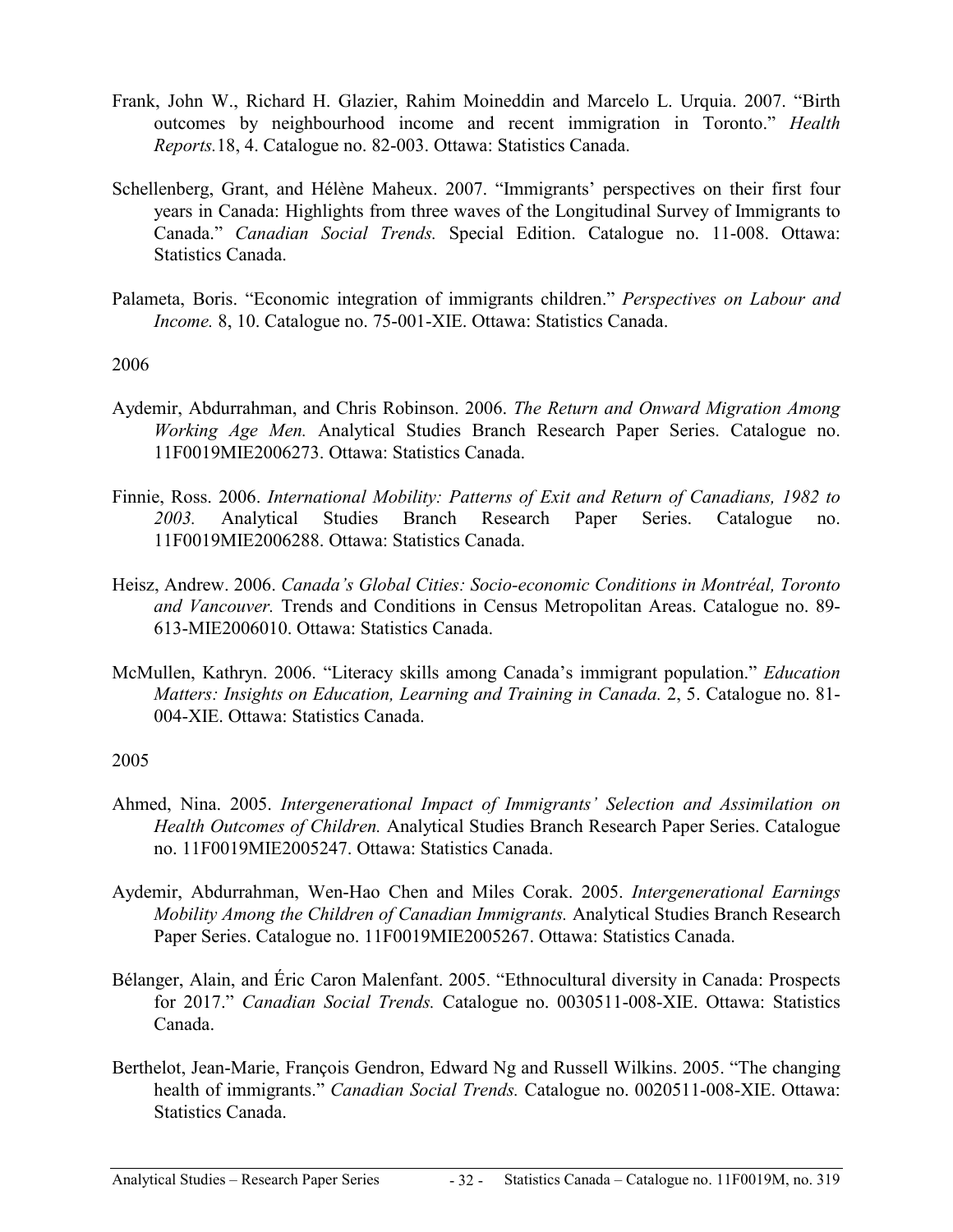Frank, John W., Richard H. Glazier, Rahim Moineddin and Marcelo L. Urquia. 2007. "Birth outcomes by neighbourhood income and recent immigration in Toronto." *Health Reports.*18, 4. Catalogue no. 82-003. Ottawa: Statistics Canada.

Schellenberg, Grant, and Hélène Maheux. 2007. "Immigrants' perspectives on their first four years in Canada: Highlights from three waves of the Longitudinal Survey of Immigrants to Canada." *Canadian Social Trends.* Special Edition. Catalogue no. 11-008. Ottawa: Statistics Canada.

Palameta, Boris. "Economic integration of immigrants children." *Perspectives on Labour and Income.* 8, 10. Catalogue no. 75-001-XIE. Ottawa: Statistics Canada.

2006

Aydemir, Abdurrahman, and Chris Robinson. 2006. *The Return and Onward Migration Among Working Age Men.* Analytical Studies Branch Research Paper Series. Catalogue no. 11F0019MIE2006273. Ottawa: Statistics Canada.

Finnie, Ross. 2006. *International Mobility: Patterns of Exit and Return of Canadians, 1982 to 2003.* Analytical Studies Branch Research Paper Series. Catalogue no. 11F0019MIE2006288. Ottawa: Statistics Canada.

Heisz, Andrew. 2006. *Canada's Global Cities: Socio-economic Conditions in Montréal, Toronto and Vancouver.* Trends and Conditions in Census Metropolitan Areas. Catalogue no. 89-613-MIE2006010. Ottawa: Statistics Canada.

McMullen, Kathryn. 2006. "Literacy skills among Canada's immigrant population." *Education Matters: Insights on Education, Learning and Training in Canada.* 2, 5. Catalogue no. 81-004-XIE. Ottawa: Statistics Canada.

2005

Ahmed, Nina. 2005. *Intergenerational Impact of Immigrants' Selection and Assimilation on Health Outcomes of Children.* Analytical Studies Branch Research Paper Series. Catalogue no. 11F0019MIE2005247. Ottawa: Statistics Canada.

Aydemir, Abdurrahman, Wen-Hao Chen and Miles Corak. 2005. *Intergenerational Earnings Mobility Among the Children of Canadian Immigrants.* Analytical Studies Branch Research Paper Series. Catalogue no. 11F0019MIE2005267. Ottawa: Statistics Canada.

Bélanger, Alain, and Éric Caron Malenfant. 2005. "Ethnocultural diversity in Canada: Prospects for 2017." *Canadian Social Trends.* Catalogue no. 0030511-008-XIE. Ottawa: Statistics Canada.

Berthelot, Jean-Marie, François Gendron, Edward Ng and Russell Wilkins. 2005. "The changing health of immigrants." *Canadian Social Trends.* Catalogue no. 0020511-008-XIE. Ottawa: Statistics Canada.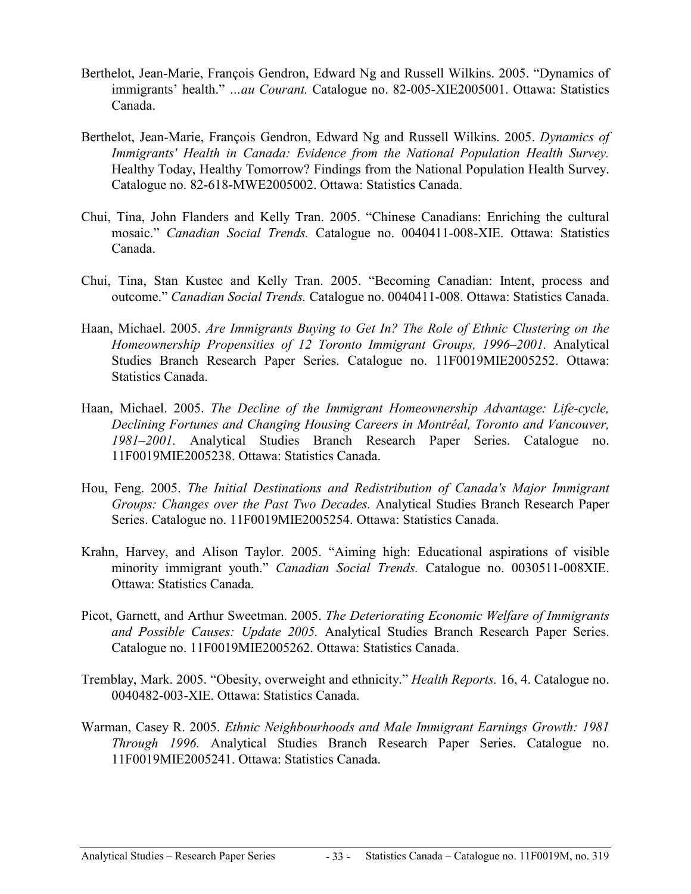Berthelot, Jean-Marie, François Gendron, Edward Ng and Russell Wilkins. 2005. "Dynamics of immigrants' health." *...au Courant.* Catalogue no. 82-005-XIE2005001. Ottawa: Statistics Canada.

Berthelot, Jean-Marie, François Gendron, Edward Ng and Russell Wilkins. 2005. *Dynamics of Immigrants' Health in Canada: Evidence from the National Population Health Survey.* Healthy Today, Healthy Tomorrow? Findings from the National Population Health Survey. Catalogue no. 82-618-MWE2005002. Ottawa: Statistics Canada.

Chui, Tina, John Flanders and Kelly Tran. 2005. "Chinese Canadians: Enriching the cultural mosaic." *Canadian Social Trends.* Catalogue no. 0040411-008-XIE. Ottawa: Statistics Canada.

Chui, Tina, Stan Kustec and Kelly Tran. 2005. "Becoming Canadian: Intent, process and outcome." *Canadian Social Trends.* Catalogue no. 0040411-008. Ottawa: Statistics Canada.

Haan, Michael. 2005. *Are Immigrants Buying to Get In? The Role of Ethnic Clustering on the Homeownership Propensities of 12 Toronto Immigrant Groups, 1996–2001.* Analytical Studies Branch Research Paper Series. Catalogue no. 11F0019MIE2005252. Ottawa: Statistics Canada.

Haan, Michael. 2005. *The Decline of the Immigrant Homeownership Advantage: Life-cycle, Declining Fortunes and Changing Housing Careers in Montréal, Toronto and Vancouver, 1981–2001.* Analytical Studies Branch Research Paper Series. Catalogue no. 11F0019MIE2005238. Ottawa: Statistics Canada.

Hou, Feng. 2005. *The Initial Destinations and Redistribution of Canada's Major Immigrant Groups: Changes over the Past Two Decades.* Analytical Studies Branch Research Paper Series. Catalogue no. 11F0019MIE2005254. Ottawa: Statistics Canada.

Krahn, Harvey, and Alison Taylor. 2005. "Aiming high: Educational aspirations of visible minority immigrant youth." *Canadian Social Trends.* Catalogue no. 0030511-008XIE. Ottawa: Statistics Canada.

Picot, Garnett, and Arthur Sweetman. 2005. *The Deteriorating Economic Welfare of Immigrants and Possible Causes: Update 2005.* Analytical Studies Branch Research Paper Series. Catalogue no. 11F0019MIE2005262. Ottawa: Statistics Canada.

Tremblay, Mark. 2005. "Obesity, overweight and ethnicity." *Health Reports.* 16, 4. Catalogue no. 0040482-003-XIE. Ottawa: Statistics Canada.

Warman, Casey R. 2005. *Ethnic Neighbourhoods and Male Immigrant Earnings Growth: 1981 Through 1996.* Analytical Studies Branch Research Paper Series. Catalogue no. 11F0019MIE2005241. Ottawa: Statistics Canada.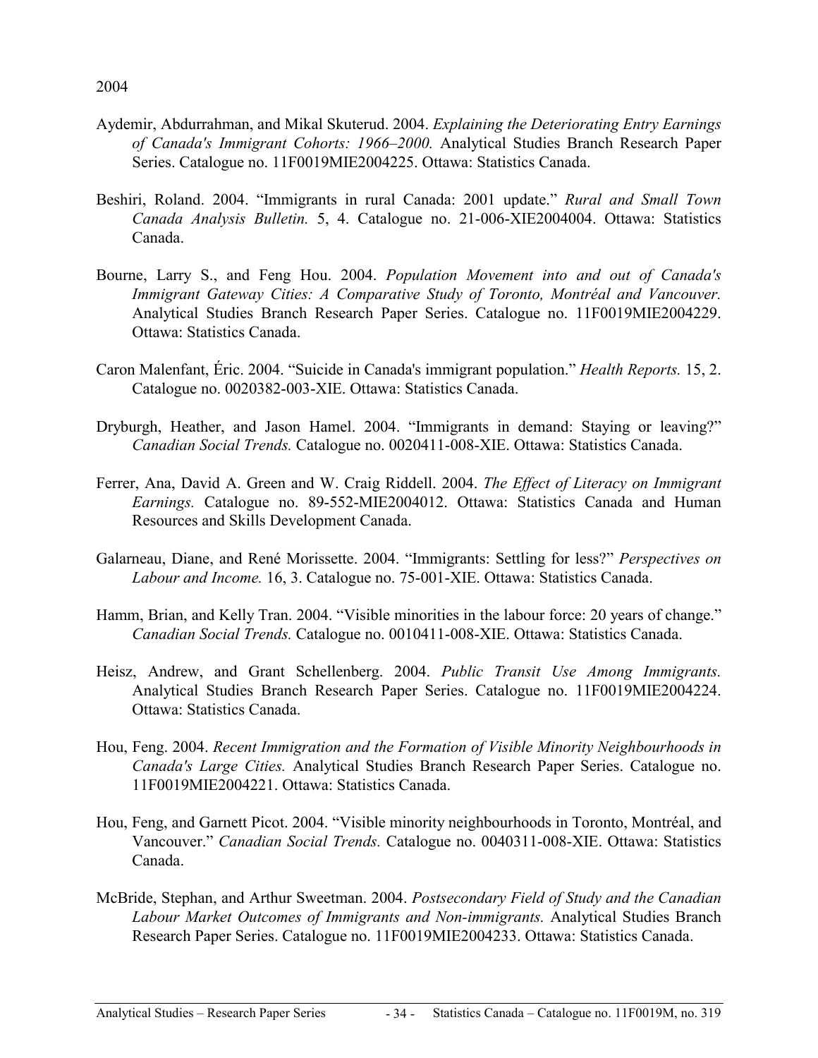2004

Aydemir, Abdurrahman, and Mikal Skuterud. 2004. *Explaining the Deteriorating Entry Earnings of Canada's Immigrant Cohorts: 1966–2000.* Analytical Studies Branch Research Paper Series. Catalogue no. 11F0019MIE2004225. Ottawa: Statistics Canada.

Beshiri, Roland. 2004. "Immigrants in rural Canada: 2001 update." *Rural and Small Town Canada Analysis Bulletin.* 5, 4. Catalogue no. 21-006-XIE2004004. Ottawa: Statistics Canada.

Bourne, Larry S., and Feng Hou. 2004. *Population Movement into and out of Canada's Immigrant Gateway Cities: A Comparative Study of Toronto, Montréal and Vancouver.* Analytical Studies Branch Research Paper Series. Catalogue no. 11F0019MIE2004229. Ottawa: Statistics Canada.

Caron Malenfant, Éric. 2004. "Suicide in Canada's immigrant population." *Health Reports.* 15, 2. Catalogue no. 0020382-003-XIE. Ottawa: Statistics Canada.

Dryburgh, Heather, and Jason Hamel. 2004. "Immigrants in demand: Staying or leaving?" *Canadian Social Trends.* Catalogue no. 0020411-008-XIE. Ottawa: Statistics Canada.

Ferrer, Ana, David A. Green and W. Craig Riddell. 2004. *The Effect of Literacy on Immigrant Earnings.* Catalogue no. 89-552-MIE2004012. Ottawa: Statistics Canada and Human Resources and Skills Development Canada.

Galarneau, Diane, and René Morissette. 2004. "Immigrants: Settling for less?" *Perspectives on Labour and Income.* 16, 3. Catalogue no. 75-001-XIE. Ottawa: Statistics Canada.

Hamm, Brian, and Kelly Tran. 2004. "Visible minorities in the labour force: 20 years of change." *Canadian Social Trends.* Catalogue no. 0010411-008-XIE. Ottawa: Statistics Canada.

Heisz, Andrew, and Grant Schellenberg. 2004. *Public Transit Use Among Immigrants.* Analytical Studies Branch Research Paper Series. Catalogue no. 11F0019MIE2004224. Ottawa: Statistics Canada.

Hou, Feng. 2004. *Recent Immigration and the Formation of Visible Minority Neighbourhoods in Canada's Large Cities.* Analytical Studies Branch Research Paper Series. Catalogue no. 11F0019MIE2004221. Ottawa: Statistics Canada.

Hou, Feng, and Garnett Picot. 2004. "Visible minority neighbourhoods in Toronto, Montréal, and Vancouver." *Canadian Social Trends.* Catalogue no. 0040311-008-XIE. Ottawa: Statistics Canada.

McBride, Stephan, and Arthur Sweetman. 2004. *Postsecondary Field of Study and the Canadian Labour Market Outcomes of Immigrants and Non-immigrants.* Analytical Studies Branch Research Paper Series. Catalogue no. 11F0019MIE2004233. Ottawa: Statistics Canada.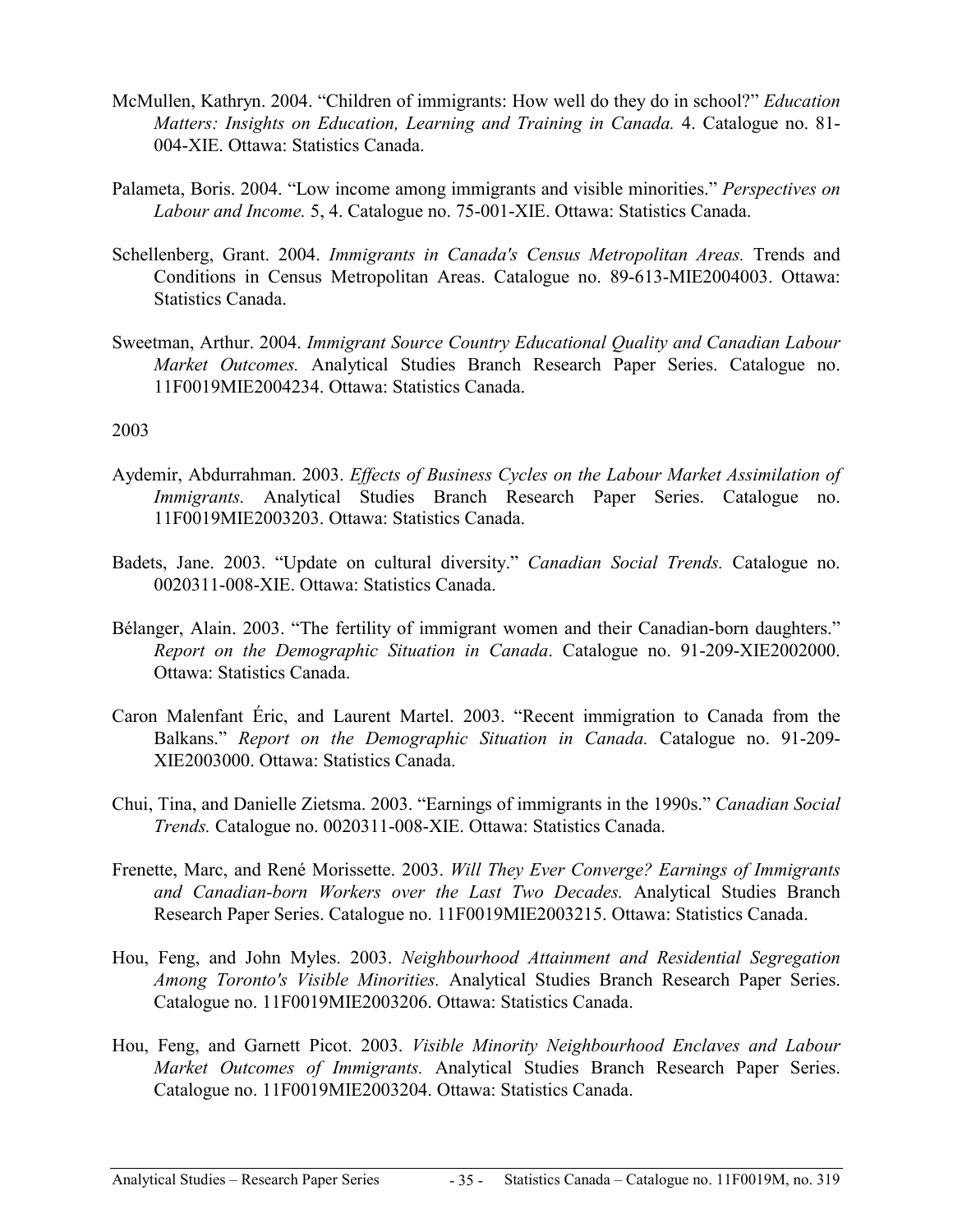McMullen, Kathryn. 2004. "Children of immigrants: How well do they do in school?" *Education Matters: Insights on Education, Learning and Training in Canada.* 4. Catalogue no. 81-004-XIE. Ottawa: Statistics Canada.

Palameta, Boris. 2004. "Low income among immigrants and visible minorities." *Perspectives on Labour and Income.* 5, 4. Catalogue no. 75-001-XIE. Ottawa: Statistics Canada.

Schellenberg, Grant. 2004. *Immigrants in Canada's Census Metropolitan Areas.* Trends and Conditions in Census Metropolitan Areas. Catalogue no. 89-613-MIE2004003. Ottawa: Statistics Canada.

Sweetman, Arthur. 2004. *Immigrant Source Country Educational Quality and Canadian Labour Market Outcomes.* Analytical Studies Branch Research Paper Series. Catalogue no. 11F0019MIE2004234. Ottawa: Statistics Canada.

2003

Aydemir, Abdurrahman. 2003. *Effects of Business Cycles on the Labour Market Assimilation of Immigrants.* Analytical Studies Branch Research Paper Series. Catalogue no. 11F0019MIE2003203. Ottawa: Statistics Canada.

Badets, Jane. 2003. "Update on cultural diversity." *Canadian Social Trends.* Catalogue no. 0020311-008-XIE. Ottawa: Statistics Canada.

Bélanger, Alain. 2003. "The fertility of immigrant women and their Canadian-born daughters." *Report on the Demographic Situation in Canada*. Catalogue no. 91-209-XIE2002000. Ottawa: Statistics Canada.

Caron Malenfant Éric, and Laurent Martel. 2003. "Recent immigration to Canada from the Balkans." *Report on the Demographic Situation in Canada.* Catalogue no. 91-209-XIE2003000. Ottawa: Statistics Canada.

Chui, Tina, and Danielle Zietsma. 2003. "Earnings of immigrants in the 1990s." *Canadian Social Trends.* Catalogue no. 0020311-008-XIE. Ottawa: Statistics Canada.

Frenette, Marc, and René Morissette. 2003. *Will They Ever Converge? Earnings of Immigrants and Canadian-born Workers over the Last Two Decades.* Analytical Studies Branch Research Paper Series. Catalogue no. 11F0019MIE2003215. Ottawa: Statistics Canada.

Hou, Feng, and John Myles. 2003. *Neighbourhood Attainment and Residential Segregation Among Toronto's Visible Minorities.* Analytical Studies Branch Research Paper Series. Catalogue no. 11F0019MIE2003206. Ottawa: Statistics Canada.

Hou, Feng, and Garnett Picot. 2003. *Visible Minority Neighbourhood Enclaves and Labour Market Outcomes of Immigrants.* Analytical Studies Branch Research Paper Series. Catalogue no. 11F0019MIE2003204. Ottawa: Statistics Canada.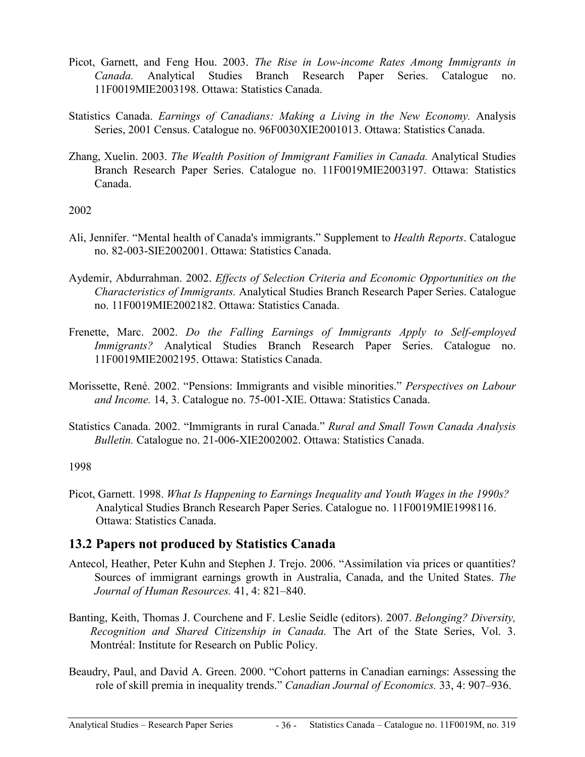Picot, Garnett, and Feng Hou. 2003. *The Rise in Low-income Rates Among Immigrants in Canada.* Analytical Studies Branch Research Paper Series. Catalogue no. 11F0019MIE2003198. Ottawa: Statistics Canada.

Statistics Canada. *Earnings of Canadians: Making a Living in the New Economy.* Analysis Series, 2001 Census. Catalogue no. 96F0030XIE2001013. Ottawa: Statistics Canada.

Zhang, Xuelin. 2003. *The Wealth Position of Immigrant Families in Canada.* Analytical Studies Branch Research Paper Series. Catalogue no. 11F0019MIE2003197. Ottawa: Statistics Canada.

2002

Ali, Jennifer. "Mental health of Canada's immigrants." Supplement to *Health Reports*. Catalogue no. 82-003-SIE2002001. Ottawa: Statistics Canada.

Aydemir, Abdurrahman. 2002. *Effects of Selection Criteria and Economic Opportunities on the Characteristics of Immigrants.* Analytical Studies Branch Research Paper Series. Catalogue no. 11F0019MIE2002182. Ottawa: Statistics Canada.

Frenette, Marc. 2002. *Do the Falling Earnings of Immigrants Apply to Self-employed Immigrants?* Analytical Studies Branch Research Paper Series. Catalogue no. 11F0019MIE2002195. Ottawa: Statistics Canada.

Morissette, René. 2002. "Pensions: Immigrants and visible minorities." *Perspectives on Labour and Income.* 14, 3. Catalogue no. 75-001-XIE. Ottawa: Statistics Canada.

Statistics Canada. 2002. "Immigrants in rural Canada." *Rural and Small Town Canada Analysis Bulletin.* Catalogue no. 21-006-XIE2002002. Ottawa: Statistics Canada.

1998

Picot, Garnett. 1998. *What Is Happening to Earnings Inequality and Youth Wages in the 1990s?* Analytical Studies Branch Research Paper Series. Catalogue no. 11F0019MIE1998116. Ottawa: Statistics Canada.

## 13.2 Papers not produced by Statistics Canada

Antecol, Heather, Peter Kuhn and Stephen J. Trejo. 2006. "Assimilation via prices or quantities? Sources of immigrant earnings growth in Australia, Canada, and the United States. *The Journal of Human Resources.* 41, 4: 821–840.

Banting, Keith, Thomas J. Courchene and F. Leslie Seidle (editors). 2007. *Belonging? Diversity, Recognition and Shared Citizenship in Canada.* The Art of the State Series, Vol. 3. Montréal: Institute for Research on Public Policy.

Beaudry, Paul, and David A. Green. 2000. "Cohort patterns in Canadian earnings: Assessing the role of skill premia in inequality trends." *Canadian Journal of Economics.* 33, 4: 907–936.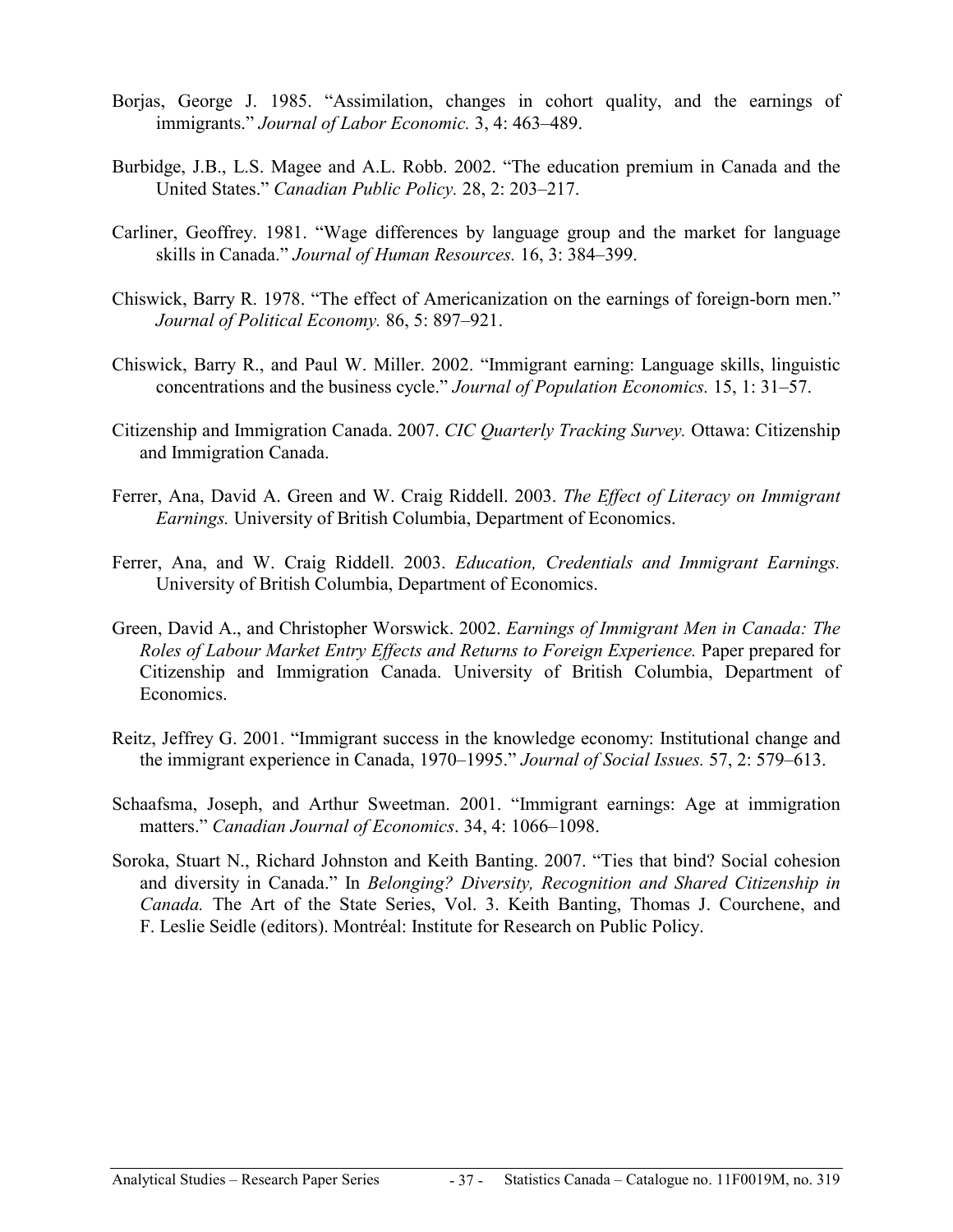Borjas, George J. 1985. "Assimilation, changes in cohort quality, and the earnings of immigrants." *Journal of Labor Economic.* 3, 4: 463–489.

Burbidge, J.B., L.S. Magee and A.L. Robb. 2002. "The education premium in Canada and the United States." *Canadian Public Policy.* 28, 2: 203–217.

Carliner, Geoffrey. 1981. "Wage differences by language group and the market for language skills in Canada." *Journal of Human Resources.* 16, 3: 384–399.

Chiswick, Barry R. 1978. "The effect of Americanization on the earnings of foreign-born men." *Journal of Political Economy.* 86, 5: 897–921.

Chiswick, Barry R., and Paul W. Miller. 2002. "Immigrant earning: Language skills, linguistic concentrations and the business cycle." *Journal of Population Economics.* 15, 1: 31–57.

Citizenship and Immigration Canada. 2007. *CIC Quarterly Tracking Survey.* Ottawa: Citizenship and Immigration Canada.

Ferrer, Ana, David A. Green and W. Craig Riddell. 2003. *The Effect of Literacy on Immigrant Earnings.* University of British Columbia, Department of Economics.

Ferrer, Ana, and W. Craig Riddell. 2003. *Education, Credentials and Immigrant Earnings.* University of British Columbia, Department of Economics.

Green, David A., and Christopher Worswick. 2002. *Earnings of Immigrant Men in Canada: The Roles of Labour Market Entry Effects and Returns to Foreign Experience.* Paper prepared for Citizenship and Immigration Canada. University of British Columbia, Department of Economics.

Reitz, Jeffrey G. 2001. "Immigrant success in the knowledge economy: Institutional change and the immigrant experience in Canada, 1970–1995." *Journal of Social Issues.* 57, 2: 579–613.

Schaafsma, Joseph, and Arthur Sweetman. 2001. "Immigrant earnings: Age at immigration matters." *Canadian Journal of Economics*. 34, 4: 1066–1098.

Soroka, Stuart N., Richard Johnston and Keith Banting. 2007. "Ties that bind? Social cohesion and diversity in Canada." In *Belonging? Diversity, Recognition and Shared Citizenship in Canada.* The Art of the State Series, Vol. 3. Keith Banting, Thomas J. Courchene, and F. Leslie Seidle (editors). Montréal: Institute for Research on Public Policy.